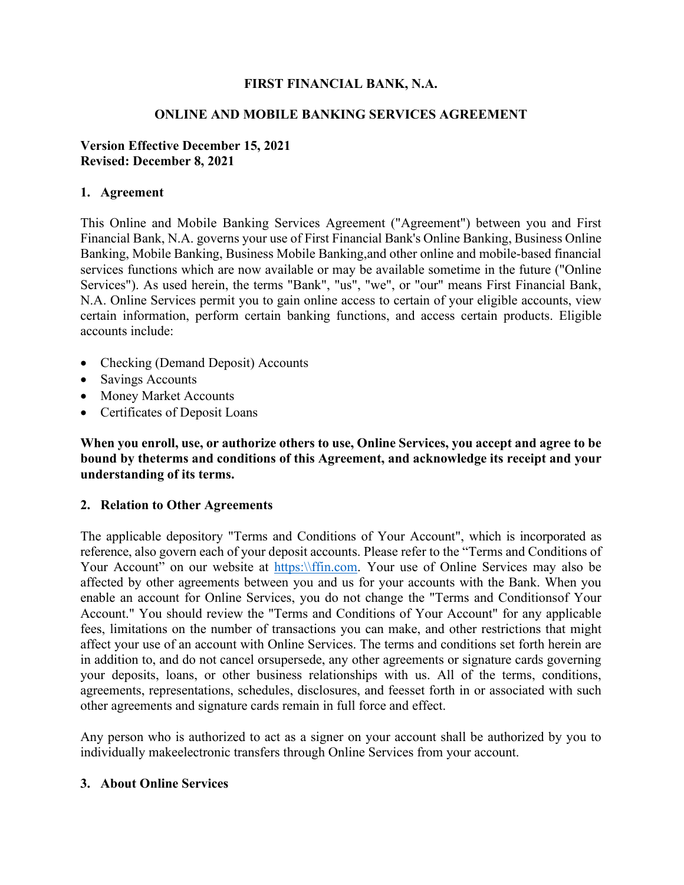**FIRST FINANCIAL BANK, N.A.**

**ONLINE AND MOBILE BANKING SERVICES AGREEMENT**

**Version Effective December 15, 2021**
**Revised: December 8, 2021**

## 1. Agreement

This Online and Mobile Banking Services Agreement ("Agreement") between you and First Financial Bank, N.A. governs your use of First Financial Bank's Online Banking, Business Online Banking, Mobile Banking, Business Mobile Banking,and other online and mobile-based financial services functions which are now available or may be available sometime in the future ("Online Services"). As used herein, the terms "Bank", "us", "we", or "our" means First Financial Bank, N.A. Online Services permit you to gain online access to certain of your eligible accounts, view certain information, perform certain banking functions, and access certain products. Eligible accounts include:

- Checking (Demand Deposit) Accounts
- Savings Accounts
- Money Market Accounts
- Certificates of Deposit Loans

**When you enroll, use, or authorize others to use, Online Services, you accept and agree to be bound by theterms and conditions of this Agreement, and acknowledge its receipt and your understanding of its terms.**

## 2. Relation to Other Agreements

The applicable depository "Terms and Conditions of Your Account", which is incorporated as reference, also govern each of your deposit accounts. Please refer to the "Terms and Conditions of Your Account" on our website at https:\\ffin.com. Your use of Online Services may also be affected by other agreements between you and us for your accounts with the Bank. When you enable an account for Online Services, you do not change the "Terms and Conditionsof Your Account." You should review the "Terms and Conditions of Your Account" for any applicable fees, limitations on the number of transactions you can make, and other restrictions that might affect your use of an account with Online Services. The terms and conditions set forth herein are in addition to, and do not cancel orsupersede, any other agreements or signature cards governing your deposits, loans, or other business relationships with us. All of the terms, conditions, agreements, representations, schedules, disclosures, and feesset forth in or associated with such other agreements and signature cards remain in full force and effect.

Any person who is authorized to act as a signer on your account shall be authorized by you to individually makeelectronic transfers through Online Services from your account.

## 3. About Online Services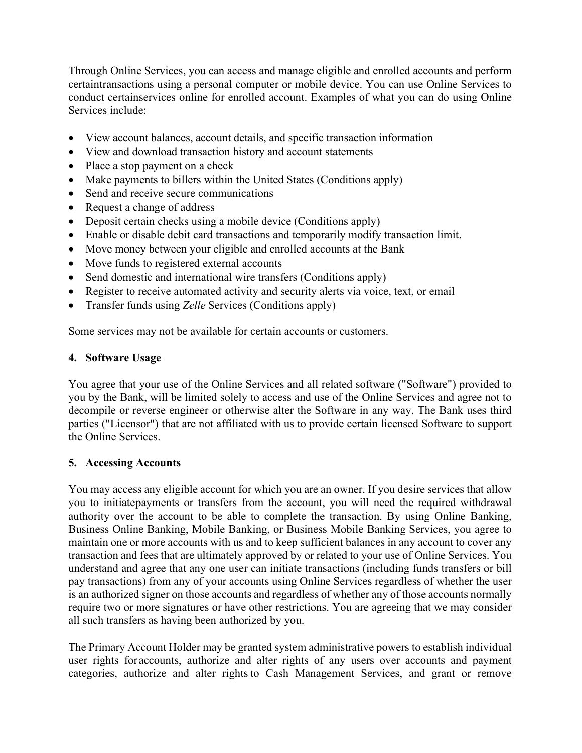Through Online Services, you can access and manage eligible and enrolled accounts and perform certaintransactions using a personal computer or mobile device. You can use Online Services to conduct certainservices online for enrolled account. Examples of what you can do using Online Services include:

- View account balances, account details, and specific transaction information
- View and download transaction history and account statements
- Place a stop payment on a check
- Make payments to billers within the United States (Conditions apply)
- Send and receive secure communications
- Request a change of address
- Deposit certain checks using a mobile device (Conditions apply)
- Enable or disable debit card transactions and temporarily modify transaction limit.
- Move money between your eligible and enrolled accounts at the Bank
- Move funds to registered external accounts
- Send domestic and international wire transfers (Conditions apply)
- Register to receive automated activity and security alerts via voice, text, or email
- Transfer funds using *Zelle* Services (Conditions apply)

Some services may not be available for certain accounts or customers.

## 4. Software Usage

You agree that your use of the Online Services and all related software ("Software") provided to you by the Bank, will be limited solely to access and use of the Online Services and agree not to decompile or reverse engineer or otherwise alter the Software in any way. The Bank uses third parties ("Licensor") that are not affiliated with us to provide certain licensed Software to support the Online Services.

## 5. Accessing Accounts

You may access any eligible account for which you are an owner. If you desire services that allow you to initiatepayments or transfers from the account, you will need the required withdrawal authority over the account to be able to complete the transaction. By using Online Banking, Business Online Banking, Mobile Banking, or Business Mobile Banking Services, you agree to maintain one or more accounts with us and to keep sufficient balances in any account to cover any transaction and fees that are ultimately approved by or related to your use of Online Services. You understand and agree that any one user can initiate transactions (including funds transfers or bill pay transactions) from any of your accounts using Online Services regardless of whether the user is an authorized signer on those accounts and regardless of whether any of those accounts normally require two or more signatures or have other restrictions. You are agreeing that we may consider all such transfers as having been authorized by you.

The Primary Account Holder may be granted system administrative powers to establish individual user rights foraccounts, authorize and alter rights of any users over accounts and payment categories, authorize and alter rights to Cash Management Services, and grant or remove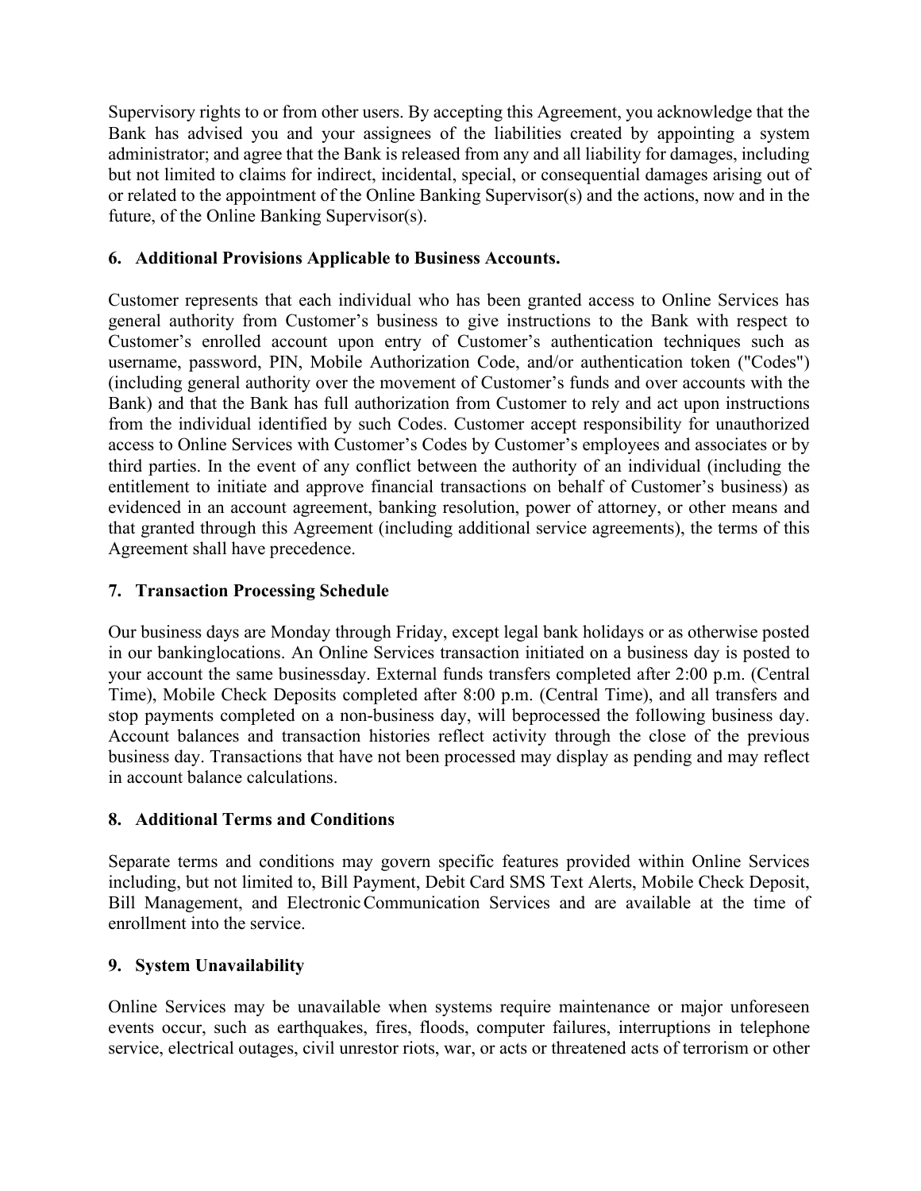Supervisory rights to or from other users. By accepting this Agreement, you acknowledge that the Bank has advised you and your assignees of the liabilities created by appointing a system administrator; and agree that the Bank is released from any and all liability for damages, including but not limited to claims for indirect, incidental, special, or consequential damages arising out of or related to the appointment of the Online Banking Supervisor(s) and the actions, now and in the future, of the Online Banking Supervisor(s).

## 6. Additional Provisions Applicable to Business Accounts.

Customer represents that each individual who has been granted access to Online Services has general authority from Customer's business to give instructions to the Bank with respect to Customer's enrolled account upon entry of Customer's authentication techniques such as username, password, PIN, Mobile Authorization Code, and/or authentication token ("Codes") (including general authority over the movement of Customer's funds and over accounts with the Bank) and that the Bank has full authorization from Customer to rely and act upon instructions from the individual identified by such Codes. Customer accept responsibility for unauthorized access to Online Services with Customer's Codes by Customer's employees and associates or by third parties. In the event of any conflict between the authority of an individual (including the entitlement to initiate and approve financial transactions on behalf of Customer's business) as evidenced in an account agreement, banking resolution, power of attorney, or other means and that granted through this Agreement (including additional service agreements), the terms of this Agreement shall have precedence.

## 7. Transaction Processing Schedule

Our business days are Monday through Friday, except legal bank holidays or as otherwise posted in our bankinglocations. An Online Services transaction initiated on a business day is posted to your account the same businessday. External funds transfers completed after 2:00 p.m. (Central Time), Mobile Check Deposits completed after 8:00 p.m. (Central Time), and all transfers and stop payments completed on a non-business day, will beprocessed the following business day. Account balances and transaction histories reflect activity through the close of the previous business day. Transactions that have not been processed may display as pending and may reflect in account balance calculations.

## 8. Additional Terms and Conditions

Separate terms and conditions may govern specific features provided within Online Services including, but not limited to, Bill Payment, Debit Card SMS Text Alerts, Mobile Check Deposit, Bill Management, and Electronic Communication Services and are available at the time of enrollment into the service.

## 9. System Unavailability

Online Services may be unavailable when systems require maintenance or major unforeseen events occur, such as earthquakes, fires, floods, computer failures, interruptions in telephone service, electrical outages, civil unrestor riots, war, or acts or threatened acts of terrorism or other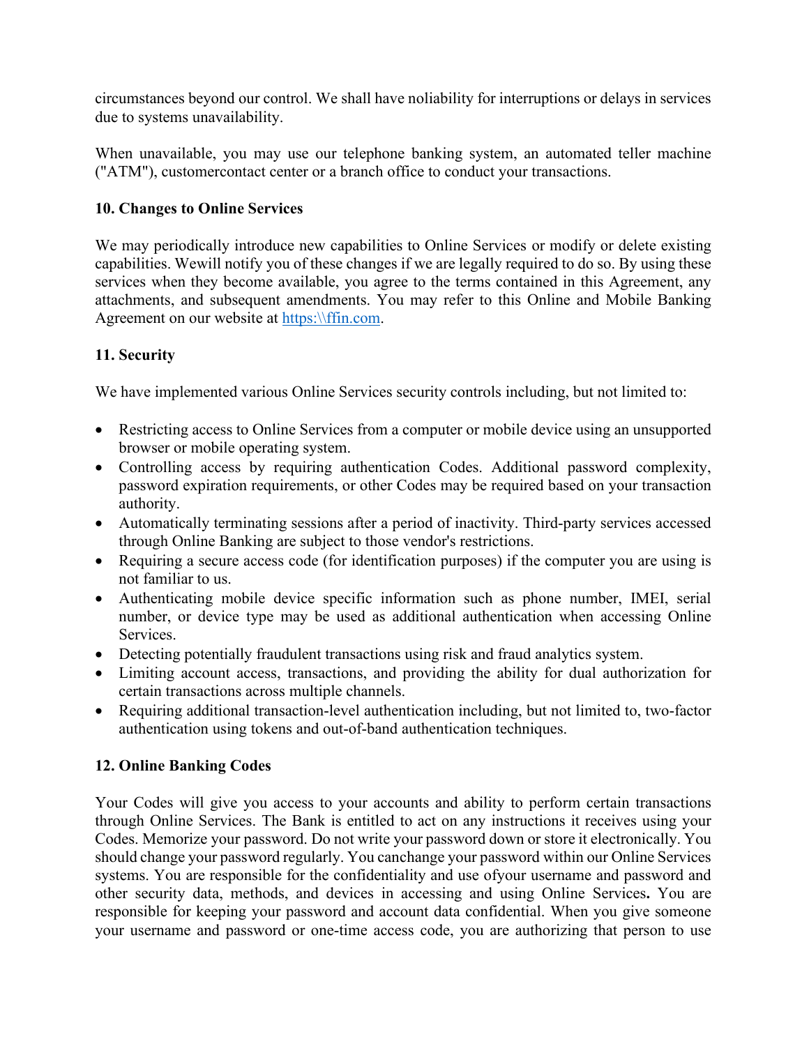circumstances beyond our control. We shall have noliability for interruptions or delays in services due to systems unavailability.

When unavailable, you may use our telephone banking system, an automated teller machine ("ATM"), customercontact center or a branch office to conduct your transactions.

## 10. Changes to Online Services

We may periodically introduce new capabilities to Online Services or modify or delete existing capabilities. Wewill notify you of these changes if we are legally required to do so. By using these services when they become available, you agree to the terms contained in this Agreement, any attachments, and subsequent amendments. You may refer to this Online and Mobile Banking Agreement on our website at [https:\\ffin.com](https:\\ffin.com).

## 11. Security

We have implemented various Online Services security controls including, but not limited to:

- Restricting access to Online Services from a computer or mobile device using an unsupported browser or mobile operating system.
- Controlling access by requiring authentication Codes. Additional password complexity, password expiration requirements, or other Codes may be required based on your transaction authority.
- Automatically terminating sessions after a period of inactivity. Third-party services accessed through Online Banking are subject to those vendor's restrictions.
- Requiring a secure access code (for identification purposes) if the computer you are using is not familiar to us.
- Authenticating mobile device specific information such as phone number, IMEI, serial number, or device type may be used as additional authentication when accessing Online Services.
- Detecting potentially fraudulent transactions using risk and fraud analytics system.
- Limiting account access, transactions, and providing the ability for dual authorization for certain transactions across multiple channels.
- Requiring additional transaction-level authentication including, but not limited to, two-factor authentication using tokens and out-of-band authentication techniques.

## 12. Online Banking Codes

Your Codes will give you access to your accounts and ability to perform certain transactions through Online Services. The Bank is entitled to act on any instructions it receives using your Codes. Memorize your password. Do not write your password down or store it electronically. You should change your password regularly. You canchange your password within our Online Services systems. You are responsible for the confidentiality and use ofyour username and password and other security data, methods, and devices in accessing and using Online Services**.** You are responsible for keeping your password and account data confidential. When you give someone your username and password or one-time access code, you are authorizing that person to use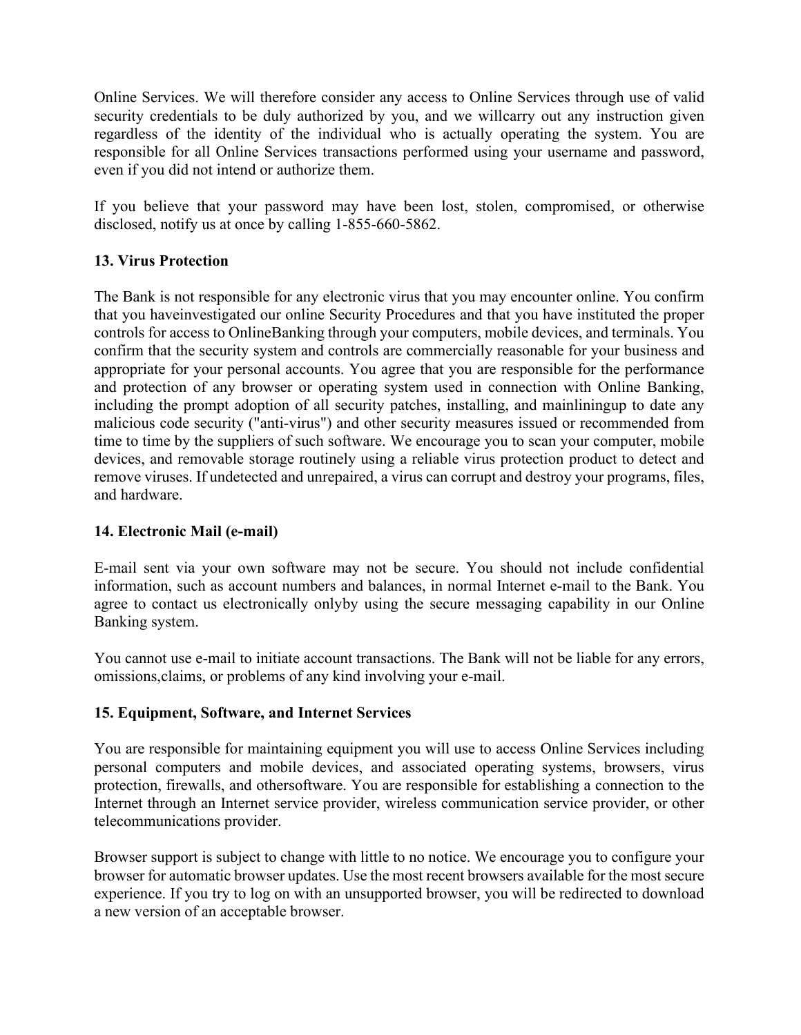Online Services. We will therefore consider any access to Online Services through use of valid security credentials to be duly authorized by you, and we willcarry out any instruction given regardless of the identity of the individual who is actually operating the system. You are responsible for all Online Services transactions performed using your username and password, even if you did not intend or authorize them.

If you believe that your password may have been lost, stolen, compromised, or otherwise disclosed, notify us at once by calling 1-855-660-5862.

### 13. Virus Protection

The Bank is not responsible for any electronic virus that you may encounter online. You confirm that you haveinvestigated our online Security Procedures and that you have instituted the proper controls for access to OnlineBanking through your computers, mobile devices, and terminals. You confirm that the security system and controls are commercially reasonable for your business and appropriate for your personal accounts. You agree that you are responsible for the performance and protection of any browser or operating system used in connection with Online Banking, including the prompt adoption of all security patches, installing, and mainliningup to date any malicious code security ("anti-virus") and other security measures issued or recommended from time to time by the suppliers of such software. We encourage you to scan your computer, mobile devices, and removable storage routinely using a reliable virus protection product to detect and remove viruses. If undetected and unrepaired, a virus can corrupt and destroy your programs, files, and hardware.

### 14. Electronic Mail (e-mail)

E-mail sent via your own software may not be secure. You should not include confidential information, such as account numbers and balances, in normal Internet e-mail to the Bank. You agree to contact us electronically onlyby using the secure messaging capability in our Online Banking system.

You cannot use e-mail to initiate account transactions. The Bank will not be liable for any errors, omissions,claims, or problems of any kind involving your e-mail.

### 15. Equipment, Software, and Internet Services

You are responsible for maintaining equipment you will use to access Online Services including personal computers and mobile devices, and associated operating systems, browsers, virus protection, firewalls, and othersoftware. You are responsible for establishing a connection to the Internet through an Internet service provider, wireless communication service provider, or other telecommunications provider.

Browser support is subject to change with little to no notice. We encourage you to configure your browser for automatic browser updates. Use the most recent browsers available for the most secure experience. If you try to log on with an unsupported browser, you will be redirected to download a new version of an acceptable browser.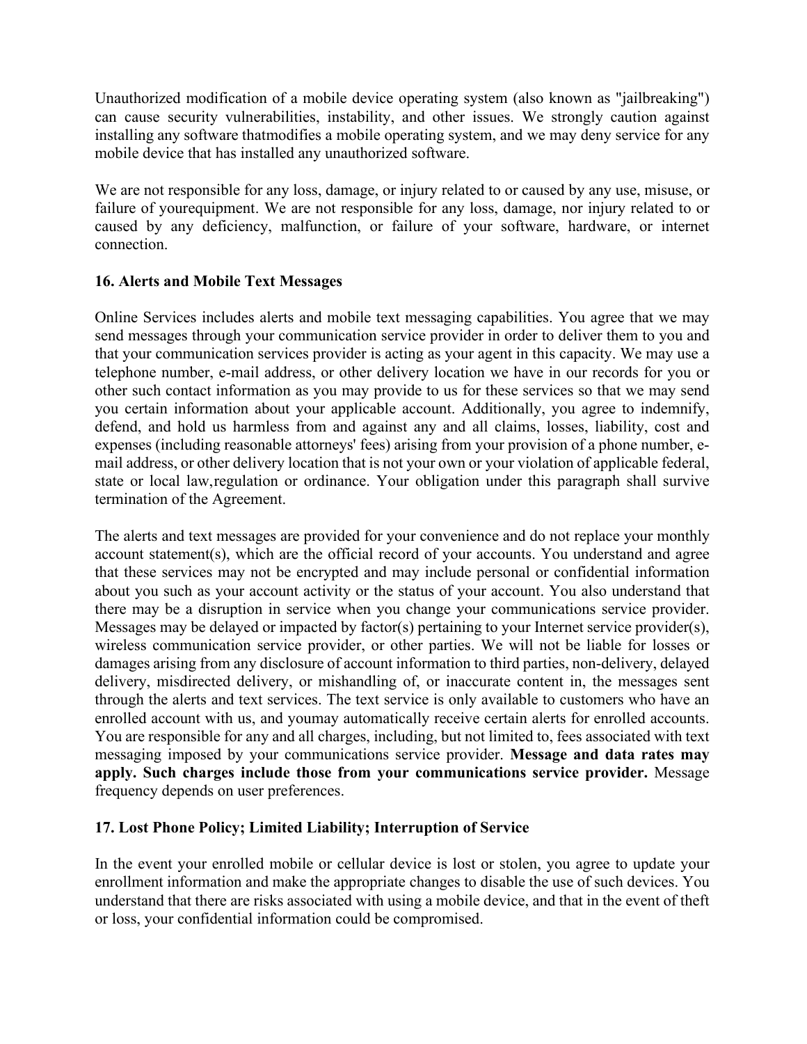Unauthorized modification of a mobile device operating system (also known as "jailbreaking") can cause security vulnerabilities, instability, and other issues. We strongly caution against installing any software thatmodifies a mobile operating system, and we may deny service for any mobile device that has installed any unauthorized software.

We are not responsible for any loss, damage, or injury related to or caused by any use, misuse, or failure of yourequipment. We are not responsible for any loss, damage, nor injury related to or caused by any deficiency, malfunction, or failure of your software, hardware, or internet connection.

### 16. Alerts and Mobile Text Messages

Online Services includes alerts and mobile text messaging capabilities. You agree that we may send messages through your communication service provider in order to deliver them to you and that your communication services provider is acting as your agent in this capacity. We may use a telephone number, e-mail address, or other delivery location we have in our records for you or other such contact information as you may provide to us for these services so that we may send you certain information about your applicable account. Additionally, you agree to indemnify, defend, and hold us harmless from and against any and all claims, losses, liability, cost and expenses (including reasonable attorneys' fees) arising from your provision of a phone number, e-mail address, or other delivery location that is not your own or your violation of applicable federal, state or local law,regulation or ordinance. Your obligation under this paragraph shall survive termination of the Agreement.

The alerts and text messages are provided for your convenience and do not replace your monthly account statement(s), which are the official record of your accounts. You understand and agree that these services may not be encrypted and may include personal or confidential information about you such as your account activity or the status of your account. You also understand that there may be a disruption in service when you change your communications service provider. Messages may be delayed or impacted by factor(s) pertaining to your Internet service provider(s), wireless communication service provider, or other parties. We will not be liable for losses or damages arising from any disclosure of account information to third parties, non-delivery, delayed delivery, misdirected delivery, or mishandling of, or inaccurate content in, the messages sent through the alerts and text services. The text service is only available to customers who have an enrolled account with us, and youmay automatically receive certain alerts for enrolled accounts. You are responsible for any and all charges, including, but not limited to, fees associated with text messaging imposed by your communications service provider. **Message and data rates may apply. Such charges include those from your communications service provider.** Message frequency depends on user preferences.

### 17. Lost Phone Policy; Limited Liability; Interruption of Service

In the event your enrolled mobile or cellular device is lost or stolen, you agree to update your enrollment information and make the appropriate changes to disable the use of such devices. You understand that there are risks associated with using a mobile device, and that in the event of theft or loss, your confidential information could be compromised.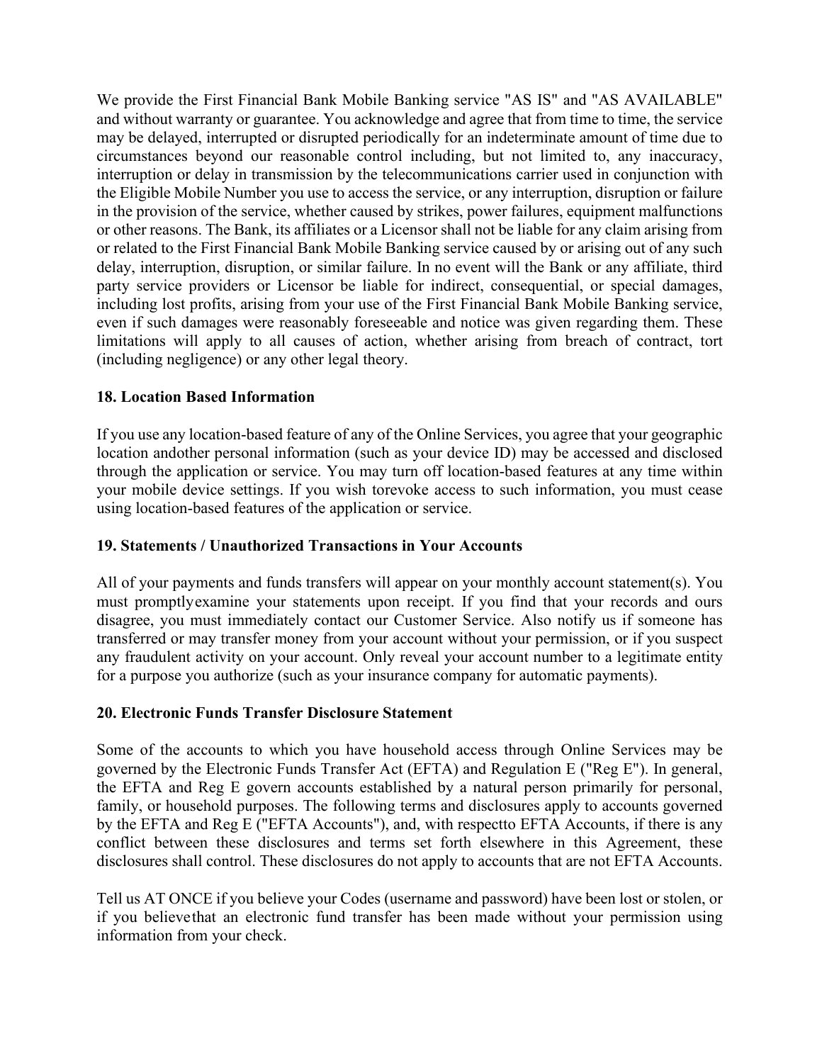We provide the First Financial Bank Mobile Banking service "AS IS" and "AS AVAILABLE" and without warranty or guarantee. You acknowledge and agree that from time to time, the service may be delayed, interrupted or disrupted periodically for an indeterminate amount of time due to circumstances beyond our reasonable control including, but not limited to, any inaccuracy, interruption or delay in transmission by the telecommunications carrier used in conjunction with the Eligible Mobile Number you use to access the service, or any interruption, disruption or failure in the provision of the service, whether caused by strikes, power failures, equipment malfunctions or other reasons. The Bank, its affiliates or a Licensor shall not be liable for any claim arising from or related to the First Financial Bank Mobile Banking service caused by or arising out of any such delay, interruption, disruption, or similar failure. In no event will the Bank or any affiliate, third party service providers or Licensor be liable for indirect, consequential, or special damages, including lost profits, arising from your use of the First Financial Bank Mobile Banking service, even if such damages were reasonably foreseeable and notice was given regarding them. These limitations will apply to all causes of action, whether arising from breach of contract, tort (including negligence) or any other legal theory.

**18. Location Based Information**

If you use any location-based feature of any of the Online Services, you agree that your geographic location andother personal information (such as your device ID) may be accessed and disclosed through the application or service. You may turn off location-based features at any time within your mobile device settings. If you wish torevoke access to such information, you must cease using location-based features of the application or service.

**19. Statements / Unauthorized Transactions in Your Accounts**

All of your payments and funds transfers will appear on your monthly account statement(s). You must promptlyexamine your statements upon receipt. If you find that your records and ours disagree, you must immediately contact our Customer Service. Also notify us if someone has transferred or may transfer money from your account without your permission, or if you suspect any fraudulent activity on your account. Only reveal your account number to a legitimate entity for a purpose you authorize (such as your insurance company for automatic payments).

**20. Electronic Funds Transfer Disclosure Statement**

Some of the accounts to which you have household access through Online Services may be governed by the Electronic Funds Transfer Act (EFTA) and Regulation E ("Reg E"). In general, the EFTA and Reg E govern accounts established by a natural person primarily for personal, family, or household purposes. The following terms and disclosures apply to accounts governed by the EFTA and Reg E ("EFTA Accounts"), and, with respectto EFTA Accounts, if there is any conflict between these disclosures and terms set forth elsewhere in this Agreement, these disclosures shall control. These disclosures do not apply to accounts that are not EFTA Accounts.

Tell us AT ONCE if you believe your Codes (username and password) have been lost or stolen, or if you believethat an electronic fund transfer has been made without your permission using information from your check.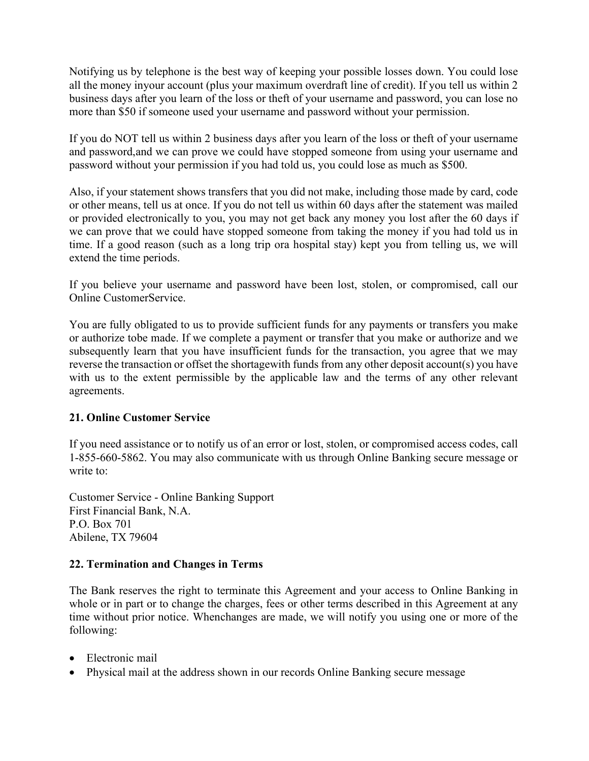Notifying us by telephone is the best way of keeping your possible losses down. You could lose all the money inyour account (plus your maximum overdraft line of credit). If you tell us within 2 business days after you learn of the loss or theft of your username and password, you can lose no more than $50 if someone used your username and password without your permission.

If you do NOT tell us within 2 business days after you learn of the loss or theft of your username and password,and we can prove we could have stopped someone from using your username and password without your permission if you had told us, you could lose as much as $500.

Also, if your statement shows transfers that you did not make, including those made by card, code or other means, tell us at once. If you do not tell us within 60 days after the statement was mailed or provided electronically to you, you may not get back any money you lost after the 60 days if we can prove that we could have stopped someone from taking the money if you had told us in time. If a good reason (such as a long trip ora hospital stay) kept you from telling us, we will extend the time periods.

If you believe your username and password have been lost, stolen, or compromised, call our Online CustomerService.

You are fully obligated to us to provide sufficient funds for any payments or transfers you make or authorize tobe made. If we complete a payment or transfer that you make or authorize and we subsequently learn that you have insufficient funds for the transaction, you agree that we may reverse the transaction or offset the shortagewith funds from any other deposit account(s) you have with us to the extent permissible by the applicable law and the terms of any other relevant agreements.

**21. Online Customer Service**

If you need assistance or to notify us of an error or lost, stolen, or compromised access codes, call 1-855-660-5862. You may also communicate with us through Online Banking secure message or write to:

Customer Service - Online Banking Support
First Financial Bank, N.A.
P.O. Box 701
Abilene, TX 79604

**22. Termination and Changes in Terms**

The Bank reserves the right to terminate this Agreement and your access to Online Banking in whole or in part or to change the charges, fees or other terms described in this Agreement at any time without prior notice. Whenchanges are made, we will notify you using one or more of the following:

- Electronic mail
- Physical mail at the address shown in our records Online Banking secure message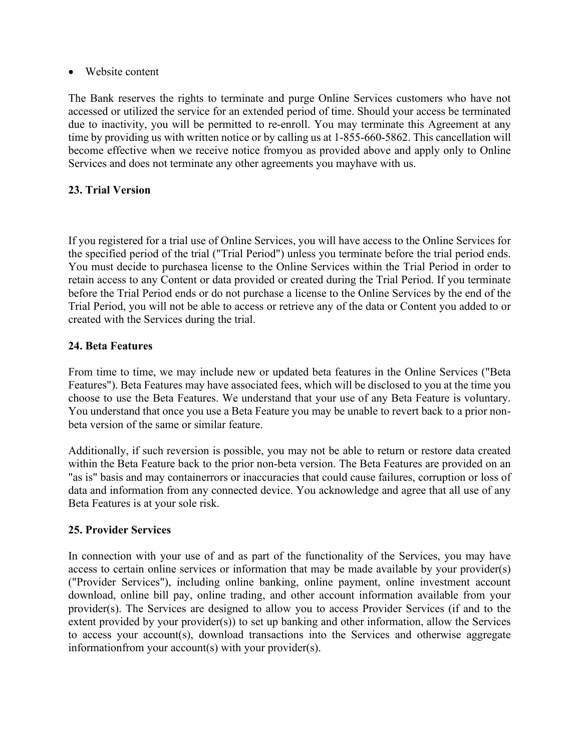- Website content

The Bank reserves the rights to terminate and purge Online Services customers who have not accessed or utilized the service for an extended period of time. Should your access be terminated due to inactivity, you will be permitted to re-enroll. You may terminate this Agreement at any time by providing us with written notice or by calling us at 1-855-660-5862. This cancellation will become effective when we receive notice fromyou as provided above and apply only to Online Services and does not terminate any other agreements you mayhave with us.

**23. Trial Version**

If you registered for a trial use of Online Services, you will have access to the Online Services for the specified period of the trial ("Trial Period") unless you terminate before the trial period ends. You must decide to purchasea license to the Online Services within the Trial Period in order to retain access to any Content or data provided or created during the Trial Period. If you terminate before the Trial Period ends or do not purchase a license to the Online Services by the end of the Trial Period, you will not be able to access or retrieve any of the data or Content you added to or created with the Services during the trial.

**24. Beta Features**

From time to time, we may include new or updated beta features in the Online Services ("Beta Features"). Beta Features may have associated fees, which will be disclosed to you at the time you choose to use the Beta Features. We understand that your use of any Beta Feature is voluntary. You understand that once you use a Beta Feature you may be unable to revert back to a prior non-beta version of the same or similar feature.

Additionally, if such reversion is possible, you may not be able to return or restore data created within the Beta Feature back to the prior non-beta version. The Beta Features are provided on an "as is" basis and may containerrors or inaccuracies that could cause failures, corruption or loss of data and information from any connected device. You acknowledge and agree that all use of any Beta Features is at your sole risk.

**25. Provider Services**

In connection with your use of and as part of the functionality of the Services, you may have access to certain online services or information that may be made available by your provider(s) ("Provider Services"), including online banking, online payment, online investment account download, online bill pay, online trading, and other account information available from your provider(s). The Services are designed to allow you to access Provider Services (if and to the extent provided by your provider(s)) to set up banking and other information, allow the Services to access your account(s), download transactions into the Services and otherwise aggregate informationfrom your account(s) with your provider(s).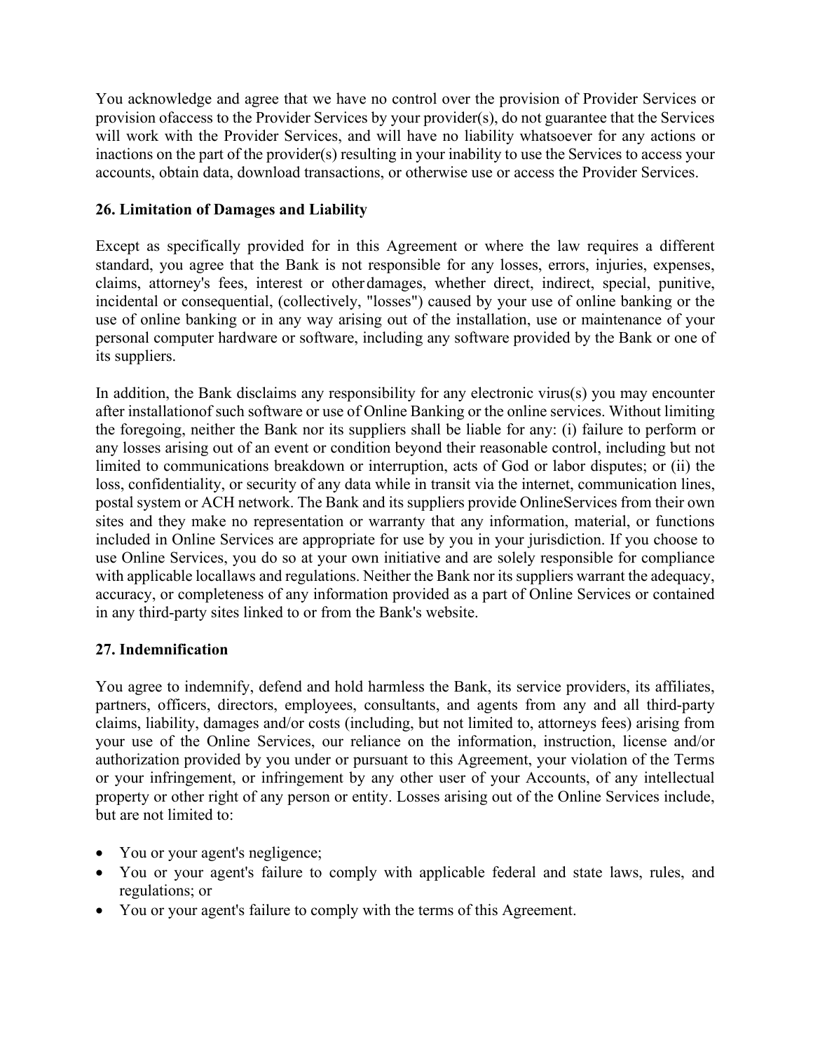You acknowledge and agree that we have no control over the provision of Provider Services or provision ofaccess to the Provider Services by your provider(s), do not guarantee that the Services will work with the Provider Services, and will have no liability whatsoever for any actions or inactions on the part of the provider(s) resulting in your inability to use the Services to access your accounts, obtain data, download transactions, or otherwise use or access the Provider Services.

**26. Limitation of Damages and Liability**

Except as specifically provided for in this Agreement or where the law requires a different standard, you agree that the Bank is not responsible for any losses, errors, injuries, expenses, claims, attorney's fees, interest or other damages, whether direct, indirect, special, punitive, incidental or consequential, (collectively, "losses") caused by your use of online banking or the use of online banking or in any way arising out of the installation, use or maintenance of your personal computer hardware or software, including any software provided by the Bank or one of its suppliers.

In addition, the Bank disclaims any responsibility for any electronic virus(s) you may encounter after installationof such software or use of Online Banking or the online services. Without limiting the foregoing, neither the Bank nor its suppliers shall be liable for any: (i) failure to perform or any losses arising out of an event or condition beyond their reasonable control, including but not limited to communications breakdown or interruption, acts of God or labor disputes; or (ii) the loss, confidentiality, or security of any data while in transit via the internet, communication lines, postal system or ACH network. The Bank and its suppliers provide OnlineServices from their own sites and they make no representation or warranty that any information, material, or functions included in Online Services are appropriate for use by you in your jurisdiction. If you choose to use Online Services, you do so at your own initiative and are solely responsible for compliance with applicable locallaws and regulations. Neither the Bank nor its suppliers warrant the adequacy, accuracy, or completeness of any information provided as a part of Online Services or contained in any third-party sites linked to or from the Bank's website.

**27. Indemnification**

You agree to indemnify, defend and hold harmless the Bank, its service providers, its affiliates, partners, officers, directors, employees, consultants, and agents from any and all third-party claims, liability, damages and/or costs (including, but not limited to, attorneys fees) arising from your use of the Online Services, our reliance on the information, instruction, license and/or authorization provided by you under or pursuant to this Agreement, your violation of the Terms or your infringement, or infringement by any other user of your Accounts, of any intellectual property or other right of any person or entity. Losses arising out of the Online Services include, but are not limited to:

- You or your agent's negligence;
- You or your agent's failure to comply with applicable federal and state laws, rules, and regulations; or
- You or your agent's failure to comply with the terms of this Agreement.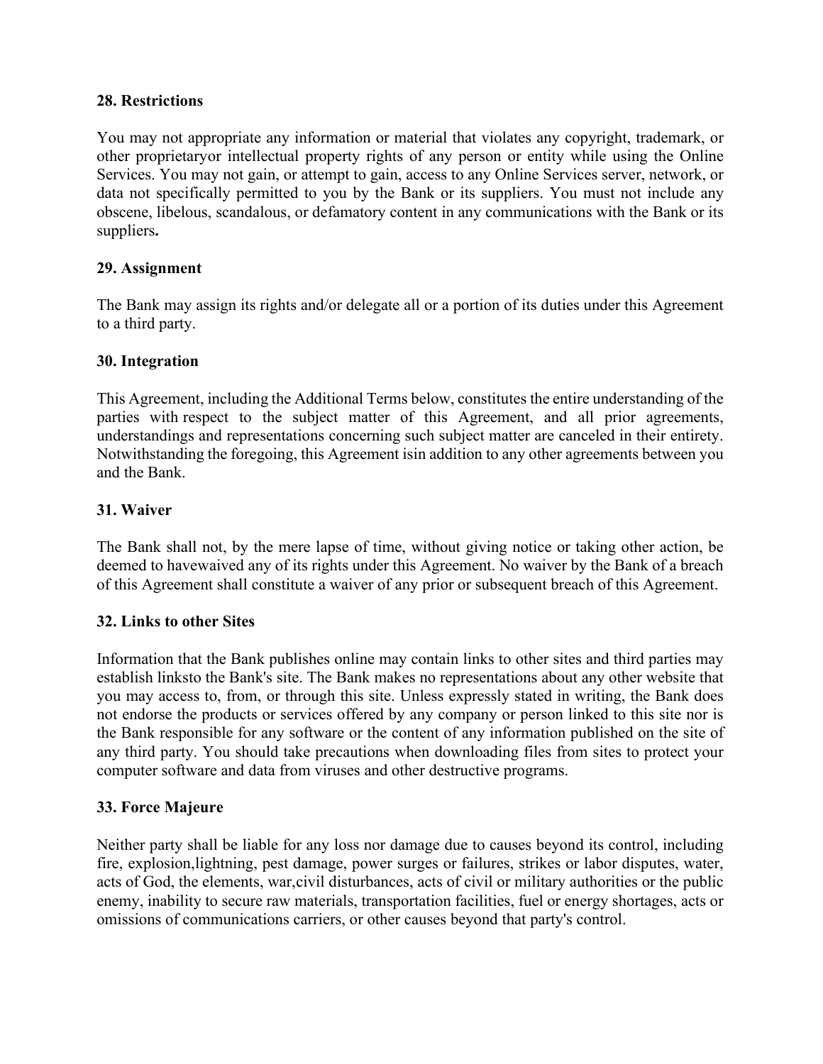**28. Restrictions**

You may not appropriate any information or material that violates any copyright, trademark, or other proprietaryor intellectual property rights of any person or entity while using the Online Services. You may not gain, or attempt to gain, access to any Online Services server, network, or data not specifically permitted to you by the Bank or its suppliers. You must not include any obscene, libelous, scandalous, or defamatory content in any communications with the Bank or its suppliers**.**

**29. Assignment**

The Bank may assign its rights and/or delegate all or a portion of its duties under this Agreement to a third party.

**30. Integration**

This Agreement, including the Additional Terms below, constitutes the entire understanding of the parties with respect to the subject matter of this Agreement, and all prior agreements, understandings and representations concerning such subject matter are canceled in their entirety. Notwithstanding the foregoing, this Agreement isin addition to any other agreements between you and the Bank.

**31. Waiver**

The Bank shall not, by the mere lapse of time, without giving notice or taking other action, be deemed to havewaived any of its rights under this Agreement. No waiver by the Bank of a breach of this Agreement shall constitute a waiver of any prior or subsequent breach of this Agreement.

**32. Links to other Sites**

Information that the Bank publishes online may contain links to other sites and third parties may establish linksto the Bank's site. The Bank makes no representations about any other website that you may access to, from, or through this site. Unless expressly stated in writing, the Bank does not endorse the products or services offered by any company or person linked to this site nor is the Bank responsible for any software or the content of any information published on the site of any third party. You should take precautions when downloading files from sites to protect your computer software and data from viruses and other destructive programs.

**33. Force Majeure**

Neither party shall be liable for any loss nor damage due to causes beyond its control, including fire, explosion,lightning, pest damage, power surges or failures, strikes or labor disputes, water, acts of God, the elements, war,civil disturbances, acts of civil or military authorities or the public enemy, inability to secure raw materials, transportation facilities, fuel or energy shortages, acts or omissions of communications carriers, or other causes beyond that party's control.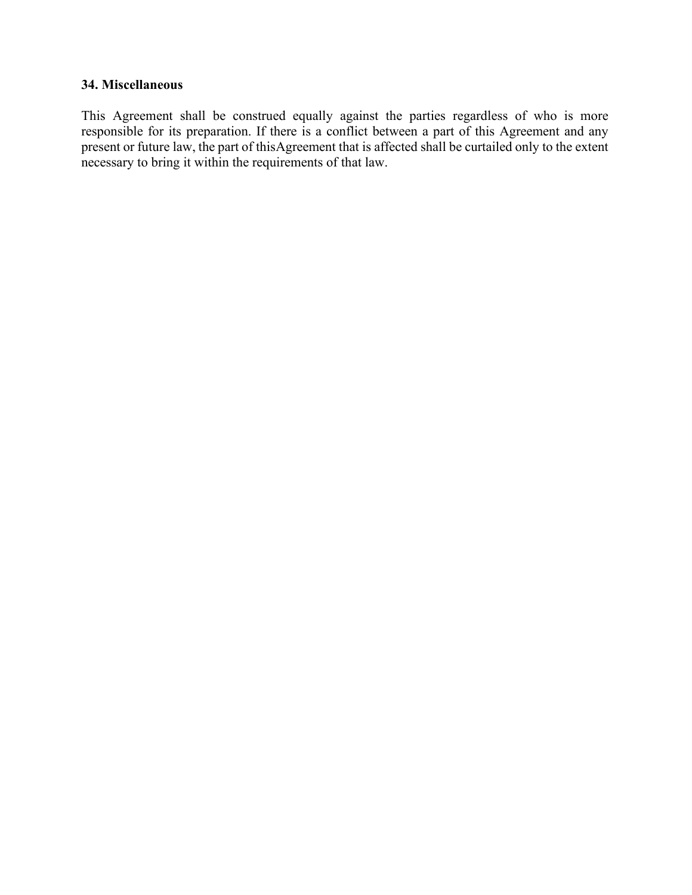**34. Miscellaneous**

This Agreement shall be construed equally against the parties regardless of who is more responsible for its preparation. If there is a conflict between a part of this Agreement and any present or future law, the part of thisAgreement that is affected shall be curtailed only to the extent necessary to bring it within the requirements of that law.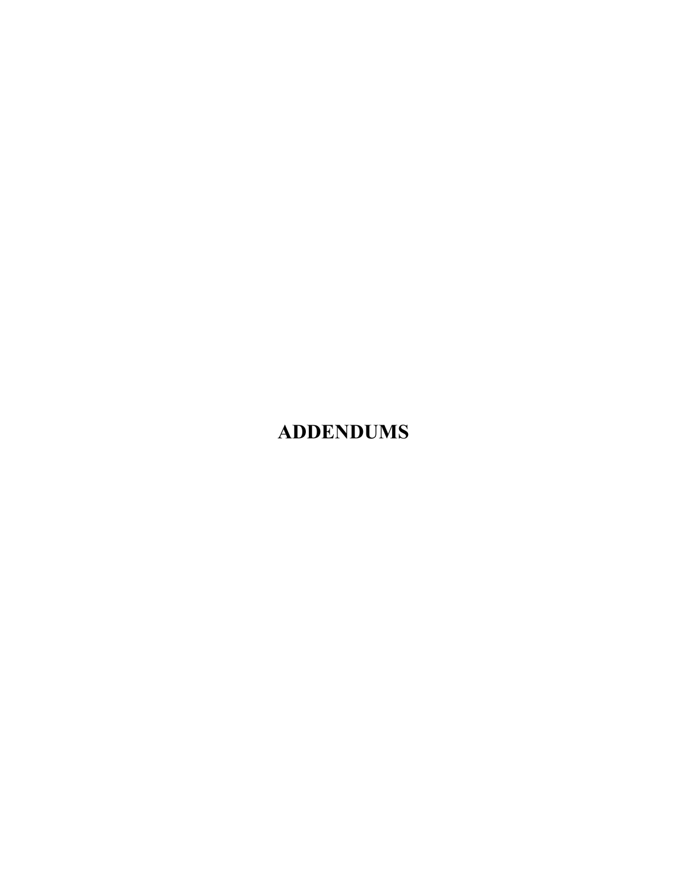# ADDENDUMS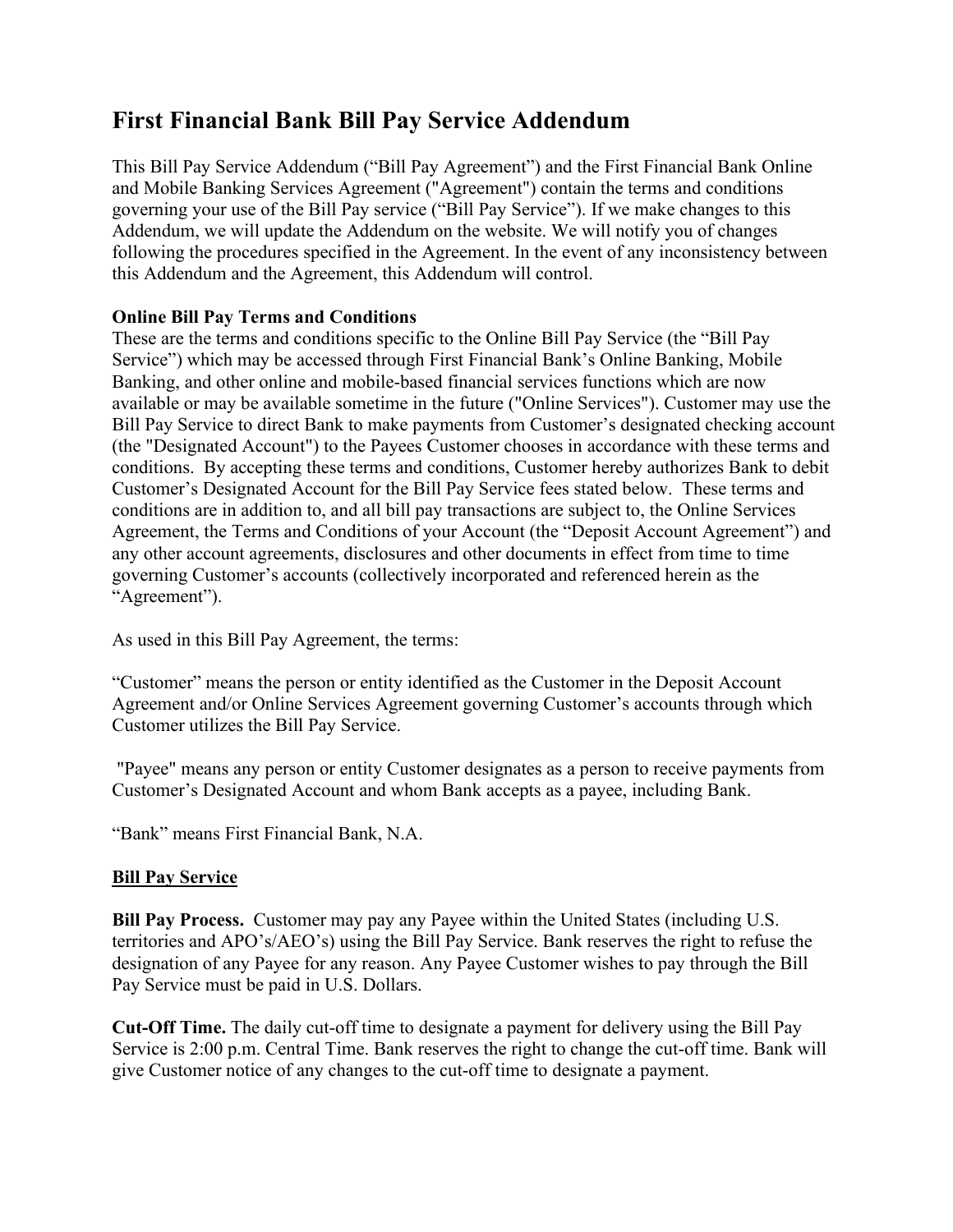# First Financial Bank Bill Pay Service Addendum

This Bill Pay Service Addendum ("Bill Pay Agreement") and the First Financial Bank Online and Mobile Banking Services Agreement ("Agreement") contain the terms and conditions governing your use of the Bill Pay service ("Bill Pay Service"). If we make changes to this Addendum, we will update the Addendum on the website. We will notify you of changes following the procedures specified in the Agreement. In the event of any inconsistency between this Addendum and the Agreement, this Addendum will control.

**Online Bill Pay Terms and Conditions**

These are the terms and conditions specific to the Online Bill Pay Service (the "Bill Pay Service") which may be accessed through First Financial Bank's Online Banking, Mobile Banking, and other online and mobile-based financial services functions which are now available or may be available sometime in the future ("Online Services"). Customer may use the Bill Pay Service to direct Bank to make payments from Customer's designated checking account (the "Designated Account") to the Payees Customer chooses in accordance with these terms and conditions. By accepting these terms and conditions, Customer hereby authorizes Bank to debit Customer's Designated Account for the Bill Pay Service fees stated below. These terms and conditions are in addition to, and all bill pay transactions are subject to, the Online Services Agreement, the Terms and Conditions of your Account (the "Deposit Account Agreement") and any other account agreements, disclosures and other documents in effect from time to time governing Customer's accounts (collectively incorporated and referenced herein as the "Agreement").

As used in this Bill Pay Agreement, the terms:

"Customer" means the person or entity identified as the Customer in the Deposit Account Agreement and/or Online Services Agreement governing Customer's accounts through which Customer utilizes the Bill Pay Service.

"Payee" means any person or entity Customer designates as a person to receive payments from Customer's Designated Account and whom Bank accepts as a payee, including Bank.

"Bank" means First Financial Bank, N.A.

**<u>Bill Pay Service</u>**

**Bill Pay Process.** Customer may pay any Payee within the United States (including U.S. territories and APO's/AEO's) using the Bill Pay Service. Bank reserves the right to refuse the designation of any Payee for any reason. Any Payee Customer wishes to pay through the Bill Pay Service must be paid in U.S. Dollars.

**Cut-Off Time.** The daily cut-off time to designate a payment for delivery using the Bill Pay Service is 2:00 p.m. Central Time. Bank reserves the right to change the cut-off time. Bank will give Customer notice of any changes to the cut-off time to designate a payment.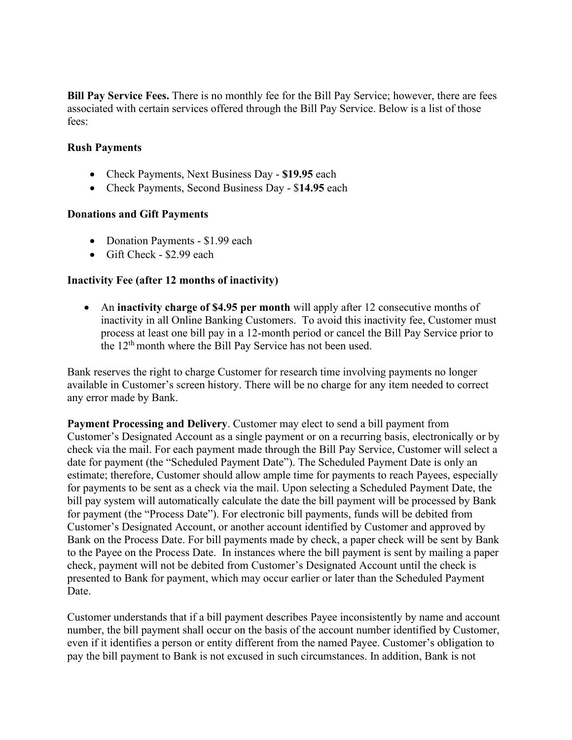**Bill Pay Service Fees.** There is no monthly fee for the Bill Pay Service; however, there are fees associated with certain services offered through the Bill Pay Service. Below is a list of those fees:

**Rush Payments**

- Check Payments, Next Business Day - **$19.95** each
- Check Payments, Second Business Day - $**14.95** each

**Donations and Gift Payments**

- Donation Payments - $1.99 each
- Gift Check - $2.99 each

**Inactivity Fee (after 12 months of inactivity)**

- An **inactivity charge of $4.95 per month** will apply after 12 consecutive months of inactivity in all Online Banking Customers. To avoid this inactivity fee, Customer must process at least one bill pay in a 12-month period or cancel the Bill Pay Service prior to the 12th month where the Bill Pay Service has not been used.

Bank reserves the right to charge Customer for research time involving payments no longer available in Customer's screen history. There will be no charge for any item needed to correct any error made by Bank.

**Payment Processing and Delivery**. Customer may elect to send a bill payment from Customer's Designated Account as a single payment or on a recurring basis, electronically or by check via the mail. For each payment made through the Bill Pay Service, Customer will select a date for payment (the "Scheduled Payment Date"). The Scheduled Payment Date is only an estimate; therefore, Customer should allow ample time for payments to reach Payees, especially for payments to be sent as a check via the mail. Upon selecting a Scheduled Payment Date, the bill pay system will automatically calculate the date the bill payment will be processed by Bank for payment (the "Process Date"). For electronic bill payments, funds will be debited from Customer's Designated Account, or another account identified by Customer and approved by Bank on the Process Date. For bill payments made by check, a paper check will be sent by Bank to the Payee on the Process Date. In instances where the bill payment is sent by mailing a paper check, payment will not be debited from Customer's Designated Account until the check is presented to Bank for payment, which may occur earlier or later than the Scheduled Payment Date.

Customer understands that if a bill payment describes Payee inconsistently by name and account number, the bill payment shall occur on the basis of the account number identified by Customer, even if it identifies a person or entity different from the named Payee. Customer's obligation to pay the bill payment to Bank is not excused in such circumstances. In addition, Bank is not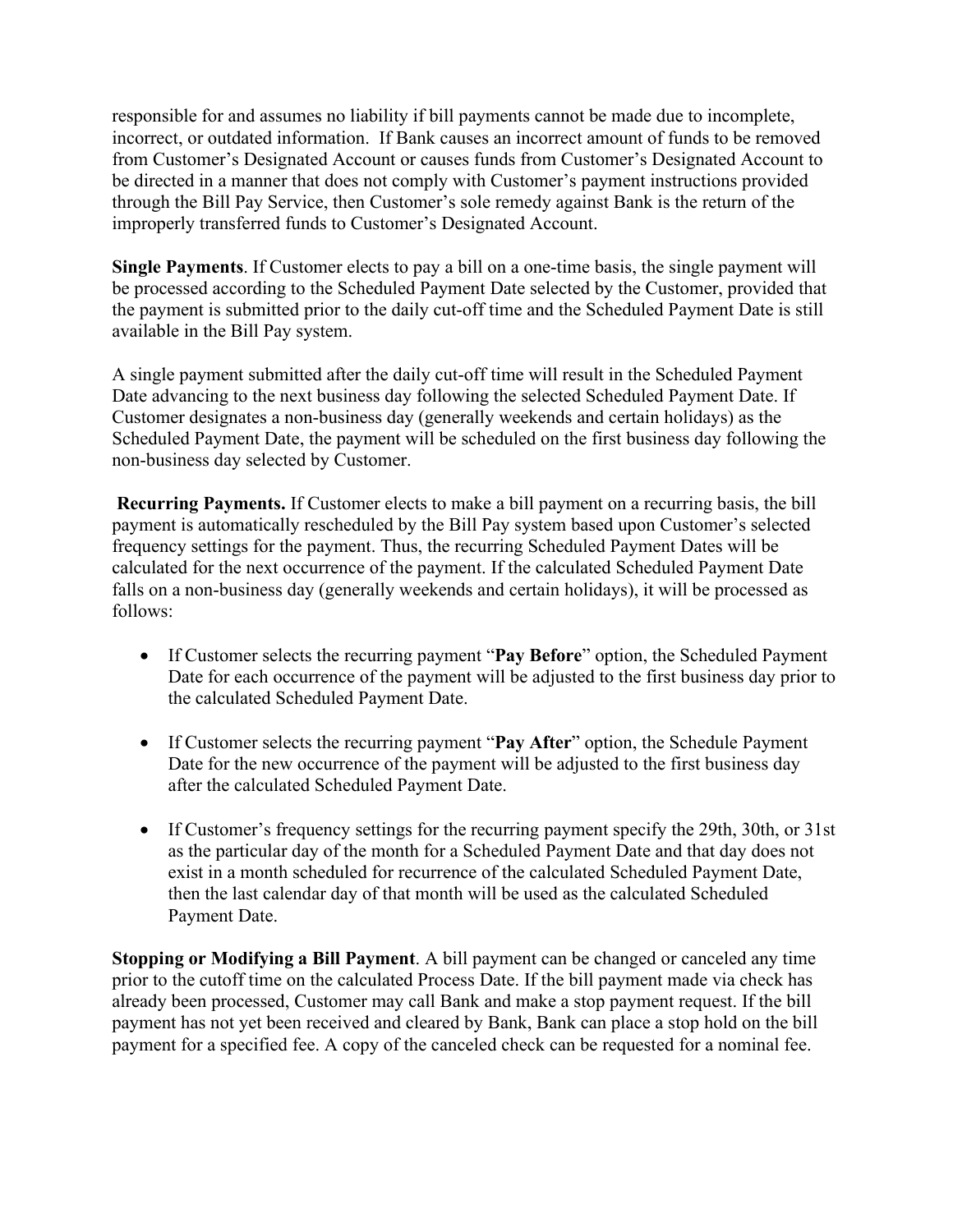responsible for and assumes no liability if bill payments cannot be made due to incomplete, incorrect, or outdated information. If Bank causes an incorrect amount of funds to be removed from Customer's Designated Account or causes funds from Customer's Designated Account to be directed in a manner that does not comply with Customer's payment instructions provided through the Bill Pay Service, then Customer's sole remedy against Bank is the return of the improperly transferred funds to Customer's Designated Account.

**Single Payments**. If Customer elects to pay a bill on a one-time basis, the single payment will be processed according to the Scheduled Payment Date selected by the Customer, provided that the payment is submitted prior to the daily cut-off time and the Scheduled Payment Date is still available in the Bill Pay system.

A single payment submitted after the daily cut-off time will result in the Scheduled Payment Date advancing to the next business day following the selected Scheduled Payment Date. If Customer designates a non-business day (generally weekends and certain holidays) as the Scheduled Payment Date, the payment will be scheduled on the first business day following the non-business day selected by Customer.

**Recurring Payments.** If Customer elects to make a bill payment on a recurring basis, the bill payment is automatically rescheduled by the Bill Pay system based upon Customer's selected frequency settings for the payment. Thus, the recurring Scheduled Payment Dates will be calculated for the next occurrence of the payment. If the calculated Scheduled Payment Date falls on a non-business day (generally weekends and certain holidays), it will be processed as follows:

- If Customer selects the recurring payment "**Pay Before**" option, the Scheduled Payment Date for each occurrence of the payment will be adjusted to the first business day prior to the calculated Scheduled Payment Date.
- If Customer selects the recurring payment "**Pay After**" option, the Schedule Payment Date for the new occurrence of the payment will be adjusted to the first business day after the calculated Scheduled Payment Date.
- If Customer's frequency settings for the recurring payment specify the 29th, 30th, or 31st as the particular day of the month for a Scheduled Payment Date and that day does not exist in a month scheduled for recurrence of the calculated Scheduled Payment Date, then the last calendar day of that month will be used as the calculated Scheduled Payment Date.

**Stopping or Modifying a Bill Payment**. A bill payment can be changed or canceled any time prior to the cutoff time on the calculated Process Date. If the bill payment made via check has already been processed, Customer may call Bank and make a stop payment request. If the bill payment has not yet been received and cleared by Bank, Bank can place a stop hold on the bill payment for a specified fee. A copy of the canceled check can be requested for a nominal fee.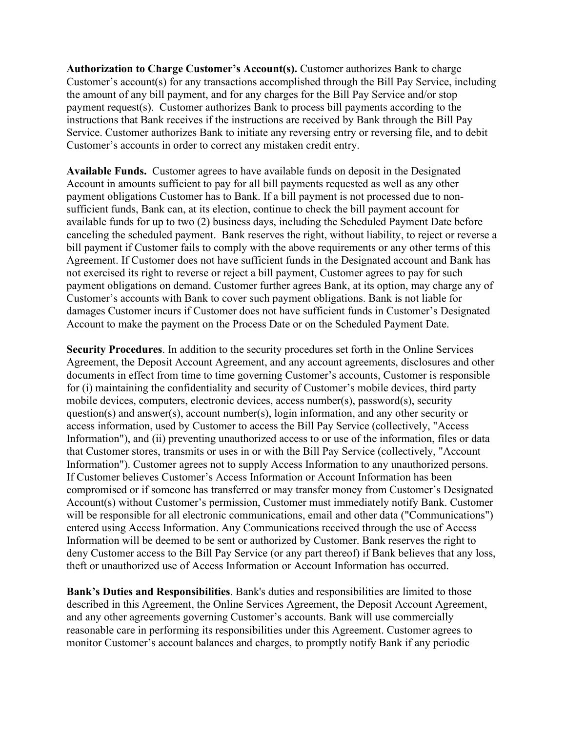**Authorization to Charge Customer's Account(s).** Customer authorizes Bank to charge Customer's account(s) for any transactions accomplished through the Bill Pay Service, including the amount of any bill payment, and for any charges for the Bill Pay Service and/or stop payment request(s). Customer authorizes Bank to process bill payments according to the instructions that Bank receives if the instructions are received by Bank through the Bill Pay Service. Customer authorizes Bank to initiate any reversing entry or reversing file, and to debit Customer's accounts in order to correct any mistaken credit entry.

**Available Funds.** Customer agrees to have available funds on deposit in the Designated Account in amounts sufficient to pay for all bill payments requested as well as any other payment obligations Customer has to Bank. If a bill payment is not processed due to non-sufficient funds, Bank can, at its election, continue to check the bill payment account for available funds for up to two (2) business days, including the Scheduled Payment Date before canceling the scheduled payment. Bank reserves the right, without liability, to reject or reverse a bill payment if Customer fails to comply with the above requirements or any other terms of this Agreement. If Customer does not have sufficient funds in the Designated account and Bank has not exercised its right to reverse or reject a bill payment, Customer agrees to pay for such payment obligations on demand. Customer further agrees Bank, at its option, may charge any of Customer's accounts with Bank to cover such payment obligations. Bank is not liable for damages Customer incurs if Customer does not have sufficient funds in Customer's Designated Account to make the payment on the Process Date or on the Scheduled Payment Date.

**Security Procedures**. In addition to the security procedures set forth in the Online Services Agreement, the Deposit Account Agreement, and any account agreements, disclosures and other documents in effect from time to time governing Customer's accounts, Customer is responsible for (i) maintaining the confidentiality and security of Customer's mobile devices, third party mobile devices, computers, electronic devices, access number(s), password(s), security question(s) and answer(s), account number(s), login information, and any other security or access information, used by Customer to access the Bill Pay Service (collectively, "Access Information"), and (ii) preventing unauthorized access to or use of the information, files or data that Customer stores, transmits or uses in or with the Bill Pay Service (collectively, "Account Information"). Customer agrees not to supply Access Information to any unauthorized persons. If Customer believes Customer's Access Information or Account Information has been compromised or if someone has transferred or may transfer money from Customer's Designated Account(s) without Customer's permission, Customer must immediately notify Bank. Customer will be responsible for all electronic communications, email and other data ("Communications") entered using Access Information. Any Communications received through the use of Access Information will be deemed to be sent or authorized by Customer. Bank reserves the right to deny Customer access to the Bill Pay Service (or any part thereof) if Bank believes that any loss, theft or unauthorized use of Access Information or Account Information has occurred.

**Bank's Duties and Responsibilities**. Bank's duties and responsibilities are limited to those described in this Agreement, the Online Services Agreement, the Deposit Account Agreement, and any other agreements governing Customer's accounts. Bank will use commercially reasonable care in performing its responsibilities under this Agreement. Customer agrees to monitor Customer's account balances and charges, to promptly notify Bank if any periodic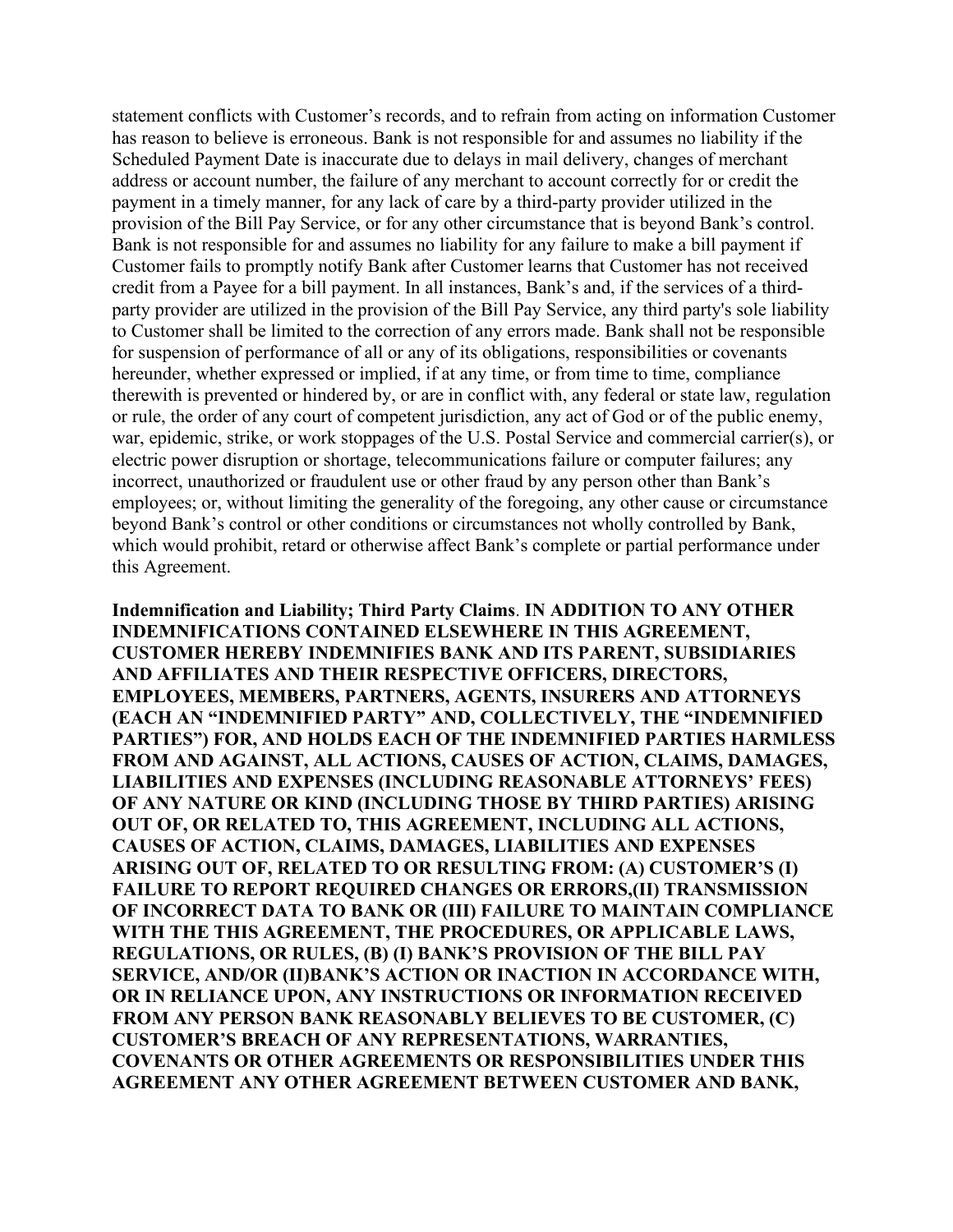statement conflicts with Customer's records, and to refrain from acting on information Customer has reason to believe is erroneous. Bank is not responsible for and assumes no liability if the Scheduled Payment Date is inaccurate due to delays in mail delivery, changes of merchant address or account number, the failure of any merchant to account correctly for or credit the payment in a timely manner, for any lack of care by a third-party provider utilized in the provision of the Bill Pay Service, or for any other circumstance that is beyond Bank's control. Bank is not responsible for and assumes no liability for any failure to make a bill payment if Customer fails to promptly notify Bank after Customer learns that Customer has not received credit from a Payee for a bill payment. In all instances, Bank's and, if the services of a third-party provider are utilized in the provision of the Bill Pay Service, any third party's sole liability to Customer shall be limited to the correction of any errors made. Bank shall not be responsible for suspension of performance of all or any of its obligations, responsibilities or covenants hereunder, whether expressed or implied, if at any time, or from time to time, compliance therewith is prevented or hindered by, or are in conflict with, any federal or state law, regulation or rule, the order of any court of competent jurisdiction, any act of God or of the public enemy, war, epidemic, strike, or work stoppages of the U.S. Postal Service and commercial carrier(s), or electric power disruption or shortage, telecommunications failure or computer failures; any incorrect, unauthorized or fraudulent use or other fraud by any person other than Bank's employees; or, without limiting the generality of the foregoing, any other cause or circumstance beyond Bank's control or other conditions or circumstances not wholly controlled by Bank, which would prohibit, retard or otherwise affect Bank's complete or partial performance under this Agreement.

**Indemnification and Liability; Third Party Claims**. **IN ADDITION TO ANY OTHER INDEMNIFICATIONS CONTAINED ELSEWHERE IN THIS AGREEMENT, CUSTOMER HEREBY INDEMNIFIES BANK AND ITS PARENT, SUBSIDIARIES AND AFFILIATES AND THEIR RESPECTIVE OFFICERS, DIRECTORS, EMPLOYEES, MEMBERS, PARTNERS, AGENTS, INSURERS AND ATTORNEYS (EACH AN "INDEMNIFIED PARTY" AND, COLLECTIVELY, THE "INDEMNIFIED PARTIES") FOR, AND HOLDS EACH OF THE INDEMNIFIED PARTIES HARMLESS FROM AND AGAINST, ALL ACTIONS, CAUSES OF ACTION, CLAIMS, DAMAGES, LIABILITIES AND EXPENSES (INCLUDING REASONABLE ATTORNEYS' FEES) OF ANY NATURE OR KIND (INCLUDING THOSE BY THIRD PARTIES) ARISING OUT OF, OR RELATED TO, THIS AGREEMENT, INCLUDING ALL ACTIONS, CAUSES OF ACTION, CLAIMS, DAMAGES, LIABILITIES AND EXPENSES ARISING OUT OF, RELATED TO OR RESULTING FROM: (A) CUSTOMER'S (I) FAILURE TO REPORT REQUIRED CHANGES OR ERRORS,(II) TRANSMISSION OF INCORRECT DATA TO BANK OR (III) FAILURE TO MAINTAIN COMPLIANCE WITH THE THIS AGREEMENT, THE PROCEDURES, OR APPLICABLE LAWS, REGULATIONS, OR RULES, (B) (I) BANK'S PROVISION OF THE BILL PAY SERVICE, AND/OR (II)BANK'S ACTION OR INACTION IN ACCORDANCE WITH, OR IN RELIANCE UPON, ANY INSTRUCTIONS OR INFORMATION RECEIVED FROM ANY PERSON BANK REASONABLY BELIEVES TO BE CUSTOMER, (C) CUSTOMER'S BREACH OF ANY REPRESENTATIONS, WARRANTIES, COVENANTS OR OTHER AGREEMENTS OR RESPONSIBILITIES UNDER THIS AGREEMENT ANY OTHER AGREEMENT BETWEEN CUSTOMER AND BANK,**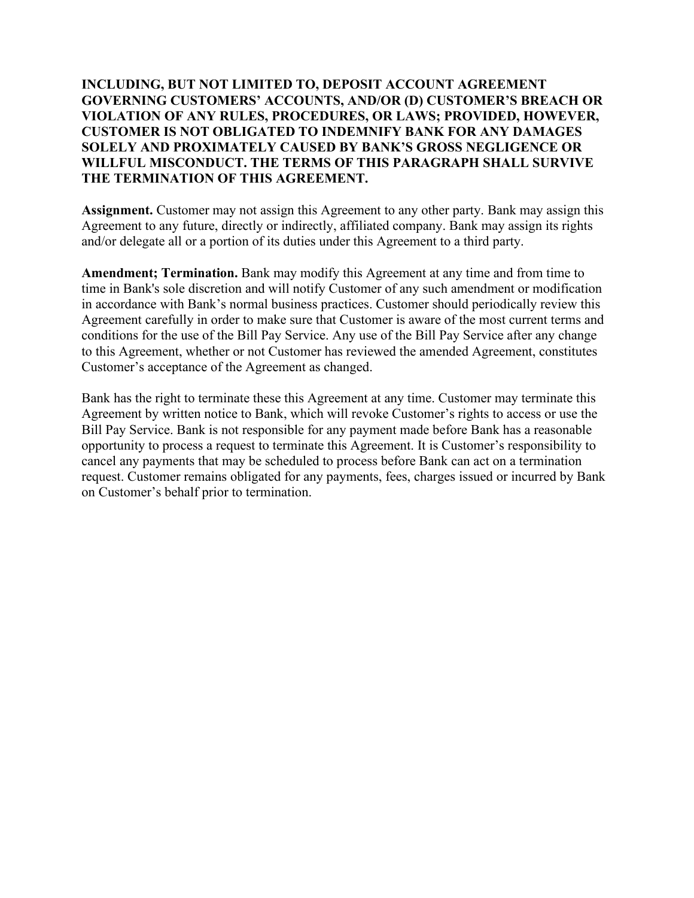**INCLUDING, BUT NOT LIMITED TO, DEPOSIT ACCOUNT AGREEMENT GOVERNING CUSTOMERS' ACCOUNTS, AND/OR (D) CUSTOMER'S BREACH OR VIOLATION OF ANY RULES, PROCEDURES, OR LAWS; PROVIDED, HOWEVER, CUSTOMER IS NOT OBLIGATED TO INDEMNIFY BANK FOR ANY DAMAGES SOLELY AND PROXIMATELY CAUSED BY BANK'S GROSS NEGLIGENCE OR WILLFUL MISCONDUCT. THE TERMS OF THIS PARAGRAPH SHALL SURVIVE THE TERMINATION OF THIS AGREEMENT.**

**Assignment.** Customer may not assign this Agreement to any other party. Bank may assign this Agreement to any future, directly or indirectly, affiliated company. Bank may assign its rights and/or delegate all or a portion of its duties under this Agreement to a third party.

**Amendment; Termination.** Bank may modify this Agreement at any time and from time to time in Bank's sole discretion and will notify Customer of any such amendment or modification in accordance with Bank's normal business practices. Customer should periodically review this Agreement carefully in order to make sure that Customer is aware of the most current terms and conditions for the use of the Bill Pay Service. Any use of the Bill Pay Service after any change to this Agreement, whether or not Customer has reviewed the amended Agreement, constitutes Customer's acceptance of the Agreement as changed.

Bank has the right to terminate these this Agreement at any time. Customer may terminate this Agreement by written notice to Bank, which will revoke Customer's rights to access or use the Bill Pay Service. Bank is not responsible for any payment made before Bank has a reasonable opportunity to process a request to terminate this Agreement. It is Customer's responsibility to cancel any payments that may be scheduled to process before Bank can act on a termination request. Customer remains obligated for any payments, fees, charges issued or incurred by Bank on Customer's behalf prior to termination.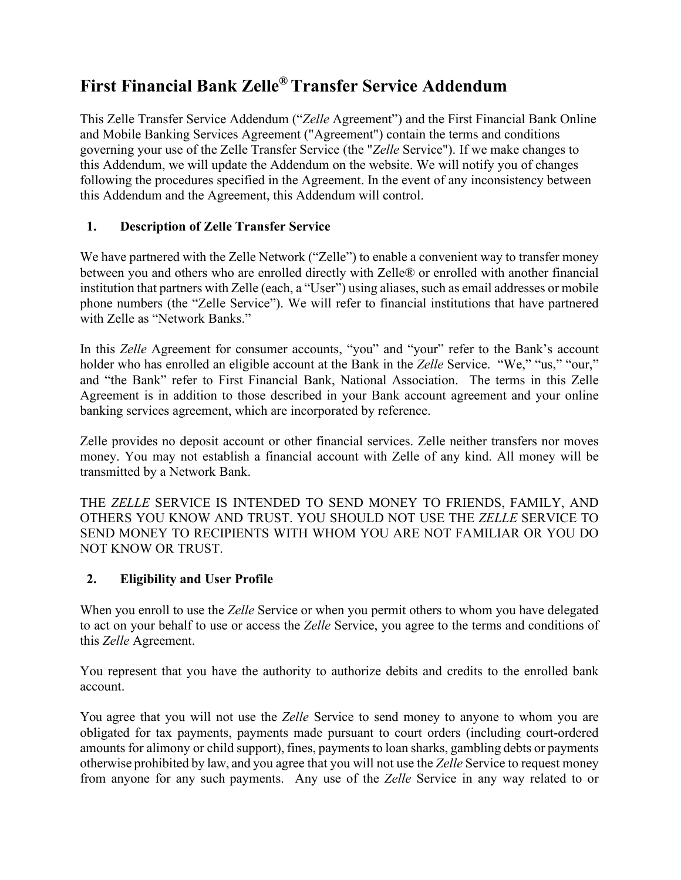# First Financial Bank Zelle® Transfer Service Addendum

This Zelle Transfer Service Addendum ("*Zelle* Agreement") and the First Financial Bank Online and Mobile Banking Services Agreement ("Agreement") contain the terms and conditions governing your use of the Zelle Transfer Service (the "*Zelle* Service"). If we make changes to this Addendum, we will update the Addendum on the website. We will notify you of changes following the procedures specified in the Agreement. In the event of any inconsistency between this Addendum and the Agreement, this Addendum will control.

**1. Description of Zelle Transfer Service**

We have partnered with the Zelle Network ("Zelle") to enable a convenient way to transfer money between you and others who are enrolled directly with Zelle® or enrolled with another financial institution that partners with Zelle (each, a "User") using aliases, such as email addresses or mobile phone numbers (the "Zelle Service"). We will refer to financial institutions that have partnered with Zelle as "Network Banks."

In this *Zelle* Agreement for consumer accounts, "you" and "your" refer to the Bank's account holder who has enrolled an eligible account at the Bank in the *Zelle* Service. "We," "us," "our," and "the Bank" refer to First Financial Bank, National Association. The terms in this Zelle Agreement is in addition to those described in your Bank account agreement and your online banking services agreement, which are incorporated by reference.

Zelle provides no deposit account or other financial services. Zelle neither transfers nor moves money. You may not establish a financial account with Zelle of any kind. All money will be transmitted by a Network Bank.

THE *ZELLE* SERVICE IS INTENDED TO SEND MONEY TO FRIENDS, FAMILY, AND OTHERS YOU KNOW AND TRUST. YOU SHOULD NOT USE THE *ZELLE* SERVICE TO SEND MONEY TO RECIPIENTS WITH WHOM YOU ARE NOT FAMILIAR OR YOU DO NOT KNOW OR TRUST.

**2. Eligibility and User Profile**

When you enroll to use the *Zelle* Service or when you permit others to whom you have delegated to act on your behalf to use or access the *Zelle* Service, you agree to the terms and conditions of this *Zelle* Agreement.

You represent that you have the authority to authorize debits and credits to the enrolled bank account.

You agree that you will not use the *Zelle* Service to send money to anyone to whom you are obligated for tax payments, payments made pursuant to court orders (including court-ordered amounts for alimony or child support), fines, payments to loan sharks, gambling debts or payments otherwise prohibited by law, and you agree that you will not use the *Zelle* Service to request money from anyone for any such payments. Any use of the *Zelle* Service in any way related to or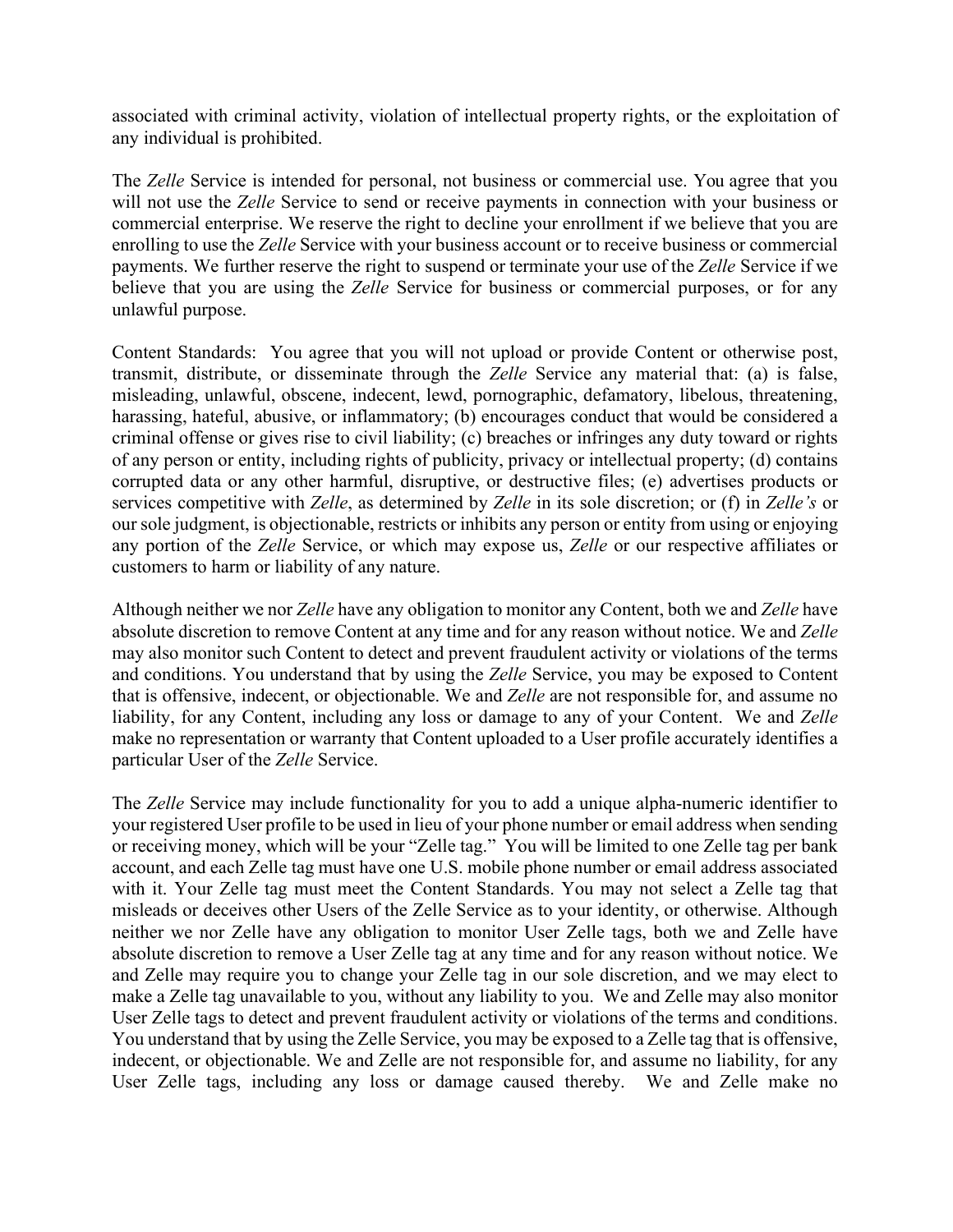associated with criminal activity, violation of intellectual property rights, or the exploitation of any individual is prohibited.

The *Zelle* Service is intended for personal, not business or commercial use. You agree that you will not use the *Zelle* Service to send or receive payments in connection with your business or commercial enterprise. We reserve the right to decline your enrollment if we believe that you are enrolling to use the *Zelle* Service with your business account or to receive business or commercial payments. We further reserve the right to suspend or terminate your use of the *Zelle* Service if we believe that you are using the *Zelle* Service for business or commercial purposes, or for any unlawful purpose.

Content Standards: You agree that you will not upload or provide Content or otherwise post, transmit, distribute, or disseminate through the *Zelle* Service any material that: (a) is false, misleading, unlawful, obscene, indecent, lewd, pornographic, defamatory, libelous, threatening, harassing, hateful, abusive, or inflammatory; (b) encourages conduct that would be considered a criminal offense or gives rise to civil liability; (c) breaches or infringes any duty toward or rights of any person or entity, including rights of publicity, privacy or intellectual property; (d) contains corrupted data or any other harmful, disruptive, or destructive files; (e) advertises products or services competitive with *Zelle*, as determined by *Zelle* in its sole discretion; or (f) in *Zelle's* or our sole judgment, is objectionable, restricts or inhibits any person or entity from using or enjoying any portion of the *Zelle* Service, or which may expose us, *Zelle* or our respective affiliates or customers to harm or liability of any nature.

Although neither we nor *Zelle* have any obligation to monitor any Content, both we and *Zelle* have absolute discretion to remove Content at any time and for any reason without notice. We and *Zelle* may also monitor such Content to detect and prevent fraudulent activity or violations of the terms and conditions. You understand that by using the *Zelle* Service, you may be exposed to Content that is offensive, indecent, or objectionable. We and *Zelle* are not responsible for, and assume no liability, for any Content, including any loss or damage to any of your Content. We and *Zelle* make no representation or warranty that Content uploaded to a User profile accurately identifies a particular User of the *Zelle* Service.

The *Zelle* Service may include functionality for you to add a unique alpha-numeric identifier to your registered User profile to be used in lieu of your phone number or email address when sending or receiving money, which will be your "Zelle tag." You will be limited to one Zelle tag per bank account, and each Zelle tag must have one U.S. mobile phone number or email address associated with it. Your Zelle tag must meet the Content Standards. You may not select a Zelle tag that misleads or deceives other Users of the Zelle Service as to your identity, or otherwise. Although neither we nor Zelle have any obligation to monitor User Zelle tags, both we and Zelle have absolute discretion to remove a User Zelle tag at any time and for any reason without notice. We and Zelle may require you to change your Zelle tag in our sole discretion, and we may elect to make a Zelle tag unavailable to you, without any liability to you. We and Zelle may also monitor User Zelle tags to detect and prevent fraudulent activity or violations of the terms and conditions. You understand that by using the Zelle Service, you may be exposed to a Zelle tag that is offensive, indecent, or objectionable. We and Zelle are not responsible for, and assume no liability, for any User Zelle tags, including any loss or damage caused thereby. We and Zelle make no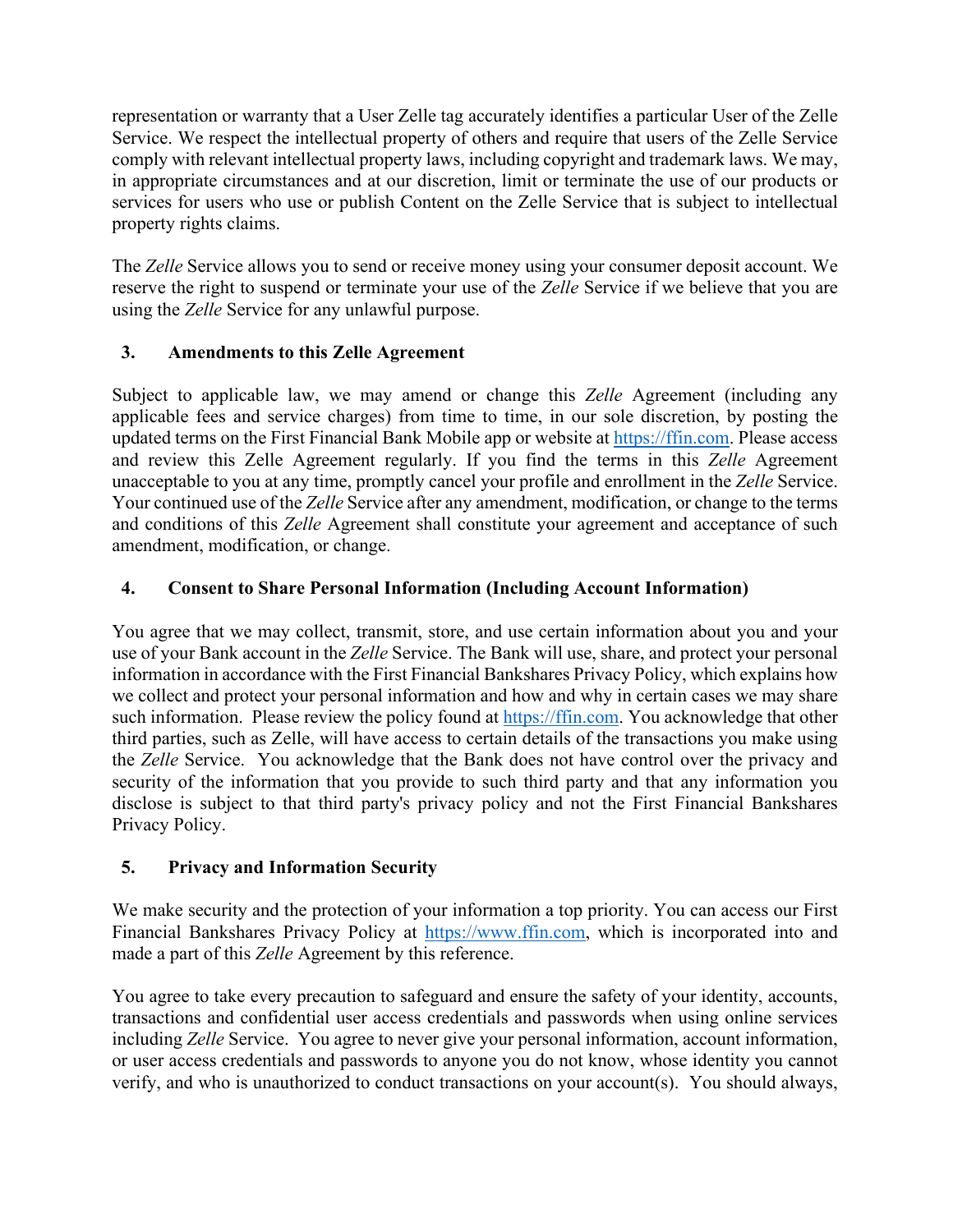representation or warranty that a User Zelle tag accurately identifies a particular User of the Zelle Service. We respect the intellectual property of others and require that users of the Zelle Service comply with relevant intellectual property laws, including copyright and trademark laws. We may, in appropriate circumstances and at our discretion, limit or terminate the use of our products or services for users who use or publish Content on the Zelle Service that is subject to intellectual property rights claims.

The *Zelle* Service allows you to send or receive money using your consumer deposit account. We reserve the right to suspend or terminate your use of the *Zelle* Service if we believe that you are using the *Zelle* Service for any unlawful purpose.

## 3. Amendments to this Zelle Agreement

Subject to applicable law, we may amend or change this *Zelle* Agreement (including any applicable fees and service charges) from time to time, in our sole discretion, by posting the updated terms on the First Financial Bank Mobile app or website at https://ffin.com. Please access and review this Zelle Agreement regularly. If you find the terms in this *Zelle* Agreement unacceptable to you at any time, promptly cancel your profile and enrollment in the *Zelle* Service. Your continued use of the *Zelle* Service after any amendment, modification, or change to the terms and conditions of this *Zelle* Agreement shall constitute your agreement and acceptance of such amendment, modification, or change.

## 4. Consent to Share Personal Information (Including Account Information)

You agree that we may collect, transmit, store, and use certain information about you and your use of your Bank account in the *Zelle* Service. The Bank will use, share, and protect your personal information in accordance with the First Financial Bankshares Privacy Policy, which explains how we collect and protect your personal information and how and why in certain cases we may share such information. Please review the policy found at https://ffin.com. You acknowledge that other third parties, such as Zelle, will have access to certain details of the transactions you make using the *Zelle* Service. You acknowledge that the Bank does not have control over the privacy and security of the information that you provide to such third party and that any information you disclose is subject to that third party's privacy policy and not the First Financial Bankshares Privacy Policy.

## 5. Privacy and Information Security

We make security and the protection of your information a top priority. You can access our First Financial Bankshares Privacy Policy at https://www.ffin.com, which is incorporated into and made a part of this *Zelle* Agreement by this reference.

You agree to take every precaution to safeguard and ensure the safety of your identity, accounts, transactions and confidential user access credentials and passwords when using online services including *Zelle* Service. You agree to never give your personal information, account information, or user access credentials and passwords to anyone you do not know, whose identity you cannot verify, and who is unauthorized to conduct transactions on your account(s). You should always,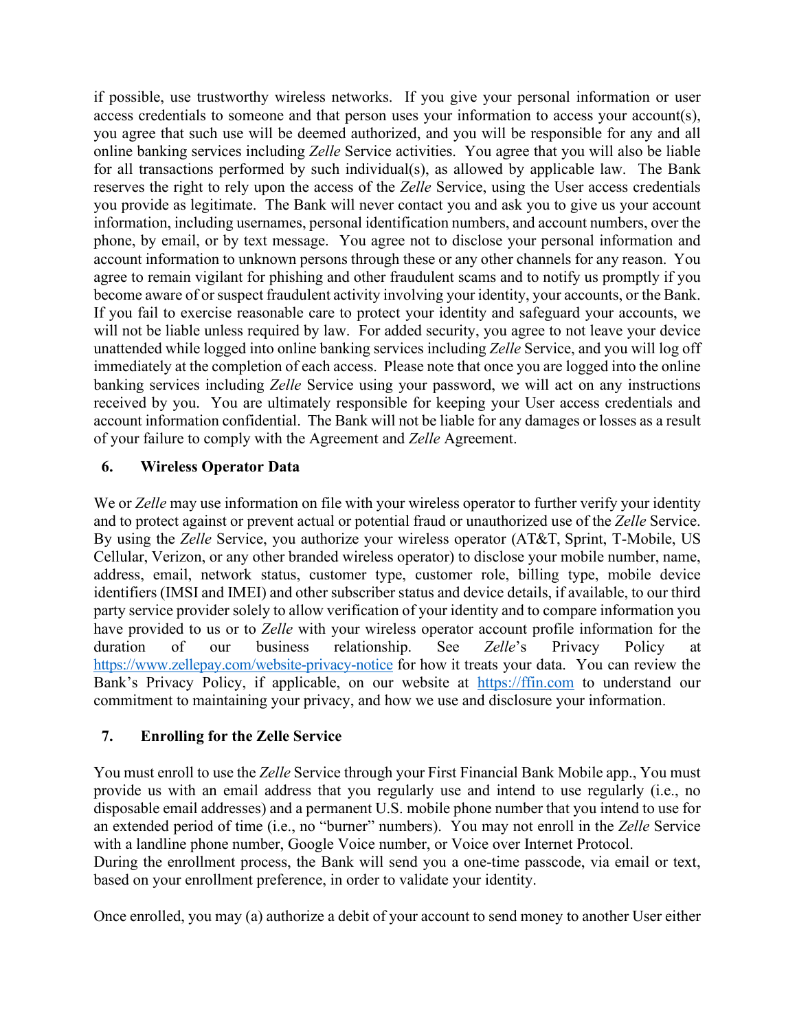if possible, use trustworthy wireless networks. If you give your personal information or user access credentials to someone and that person uses your information to access your account(s), you agree that such use will be deemed authorized, and you will be responsible for any and all online banking services including *Zelle* Service activities. You agree that you will also be liable for all transactions performed by such individual(s), as allowed by applicable law. The Bank reserves the right to rely upon the access of the *Zelle* Service, using the User access credentials you provide as legitimate. The Bank will never contact you and ask you to give us your account information, including usernames, personal identification numbers, and account numbers, over the phone, by email, or by text message. You agree not to disclose your personal information and account information to unknown persons through these or any other channels for any reason. You agree to remain vigilant for phishing and other fraudulent scams and to notify us promptly if you become aware of or suspect fraudulent activity involving your identity, your accounts, or the Bank. If you fail to exercise reasonable care to protect your identity and safeguard your accounts, we will not be liable unless required by law. For added security, you agree to not leave your device unattended while logged into online banking services including *Zelle* Service, and you will log off immediately at the completion of each access. Please note that once you are logged into the online banking services including *Zelle* Service using your password, we will act on any instructions received by you. You are ultimately responsible for keeping your User access credentials and account information confidential. The Bank will not be liable for any damages or losses as a result of your failure to comply with the Agreement and *Zelle* Agreement.

### 6. Wireless Operator Data

We or *Zelle* may use information on file with your wireless operator to further verify your identity and to protect against or prevent actual or potential fraud or unauthorized use of the *Zelle* Service. By using the *Zelle* Service, you authorize your wireless operator (AT&T, Sprint, T-Mobile, US Cellular, Verizon, or any other branded wireless operator) to disclose your mobile number, name, address, email, network status, customer type, customer role, billing type, mobile device identifiers (IMSI and IMEI) and other subscriber status and device details, if available, to our third party service provider solely to allow verification of your identity and to compare information you have provided to us or to *Zelle* with your wireless operator account profile information for the duration of our business relationship. See *Zelle*'s Privacy Policy at https://www.zellepay.com/website-privacy-notice for how it treats your data. You can review the Bank's Privacy Policy, if applicable, on our website at https://ffin.com to understand our commitment to maintaining your privacy, and how we use and disclosure your information.

### 7. Enrolling for the Zelle Service

You must enroll to use the *Zelle* Service through your First Financial Bank Mobile app., You must provide us with an email address that you regularly use and intend to use regularly (i.e., no disposable email addresses) and a permanent U.S. mobile phone number that you intend to use for an extended period of time (i.e., no "burner" numbers). You may not enroll in the *Zelle* Service with a landline phone number, Google Voice number, or Voice over Internet Protocol.
During the enrollment process, the Bank will send you a one-time passcode, via email or text, based on your enrollment preference, in order to validate your identity.

Once enrolled, you may (a) authorize a debit of your account to send money to another User either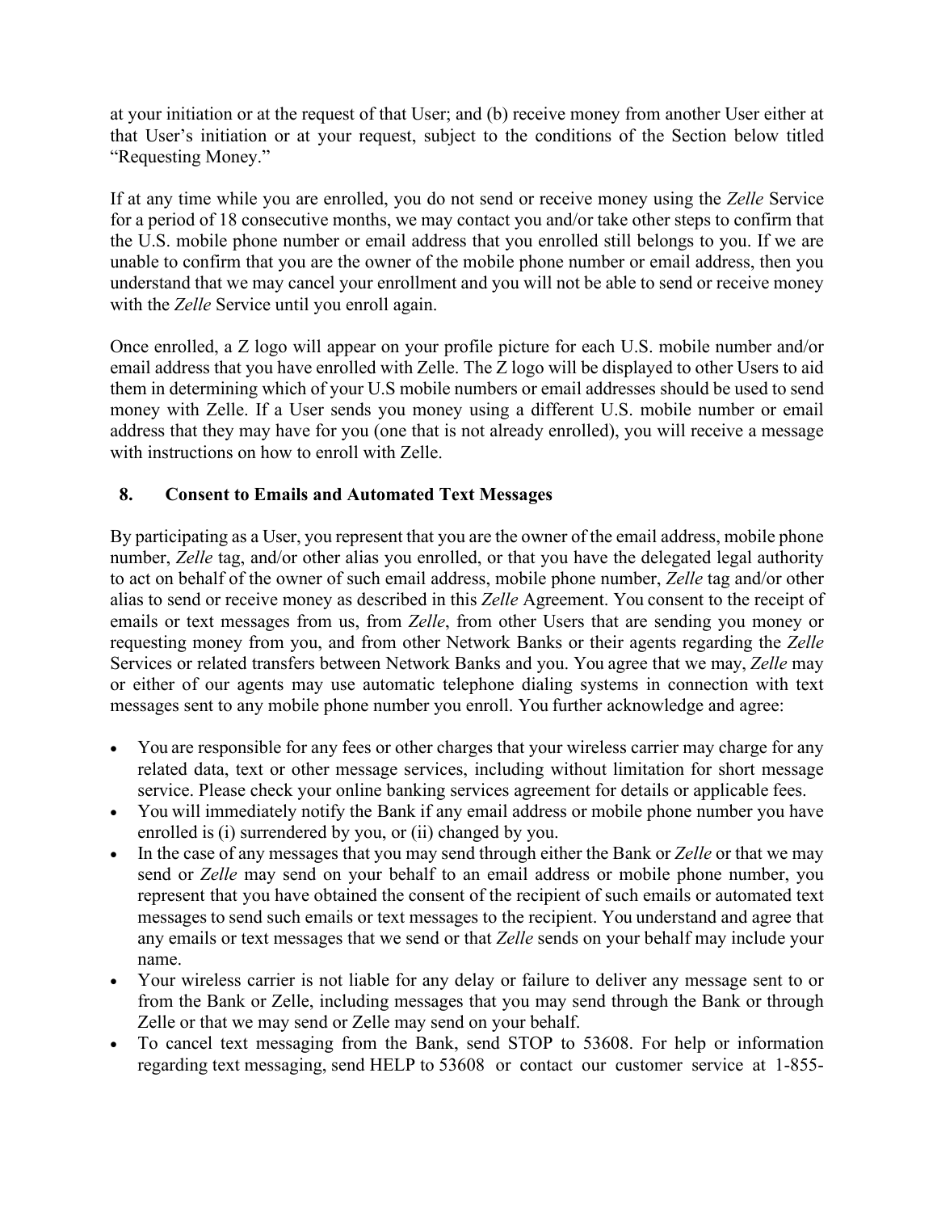at your initiation or at the request of that User; and (b) receive money from another User either at that User's initiation or at your request, subject to the conditions of the Section below titled "Requesting Money."

If at any time while you are enrolled, you do not send or receive money using the *Zelle* Service for a period of 18 consecutive months, we may contact you and/or take other steps to confirm that the U.S. mobile phone number or email address that you enrolled still belongs to you. If we are unable to confirm that you are the owner of the mobile phone number or email address, then you understand that we may cancel your enrollment and you will not be able to send or receive money with the *Zelle* Service until you enroll again.

Once enrolled, a Z logo will appear on your profile picture for each U.S. mobile number and/or email address that you have enrolled with Zelle. The Z logo will be displayed to other Users to aid them in determining which of your U.S mobile numbers or email addresses should be used to send money with Zelle. If a User sends you money using a different U.S. mobile number or email address that they may have for you (one that is not already enrolled), you will receive a message with instructions on how to enroll with Zelle.

## 8. Consent to Emails and Automated Text Messages

By participating as a User, you represent that you are the owner of the email address, mobile phone number, *Zelle* tag, and/or other alias you enrolled, or that you have the delegated legal authority to act on behalf of the owner of such email address, mobile phone number, *Zelle* tag and/or other alias to send or receive money as described in this *Zelle* Agreement. You consent to the receipt of emails or text messages from us, from *Zelle*, from other Users that are sending you money or requesting money from you, and from other Network Banks or their agents regarding the *Zelle* Services or related transfers between Network Banks and you. You agree that we may, *Zelle* may or either of our agents may use automatic telephone dialing systems in connection with text messages sent to any mobile phone number you enroll. You further acknowledge and agree:

- You are responsible for any fees or other charges that your wireless carrier may charge for any related data, text or other message services, including without limitation for short message service. Please check your online banking services agreement for details or applicable fees.
- You will immediately notify the Bank if any email address or mobile phone number you have enrolled is (i) surrendered by you, or (ii) changed by you.
- In the case of any messages that you may send through either the Bank or *Zelle* or that we may send or *Zelle* may send on your behalf to an email address or mobile phone number, you represent that you have obtained the consent of the recipient of such emails or automated text messages to send such emails or text messages to the recipient. You understand and agree that any emails or text messages that we send or that *Zelle* sends on your behalf may include your name.
- Your wireless carrier is not liable for any delay or failure to deliver any message sent to or from the Bank or Zelle, including messages that you may send through the Bank or through Zelle or that we may send or Zelle may send on your behalf.
- To cancel text messaging from the Bank, send STOP to 53608. For help or information regarding text messaging, send HELP to 53608 or contact our customer service at 1-855-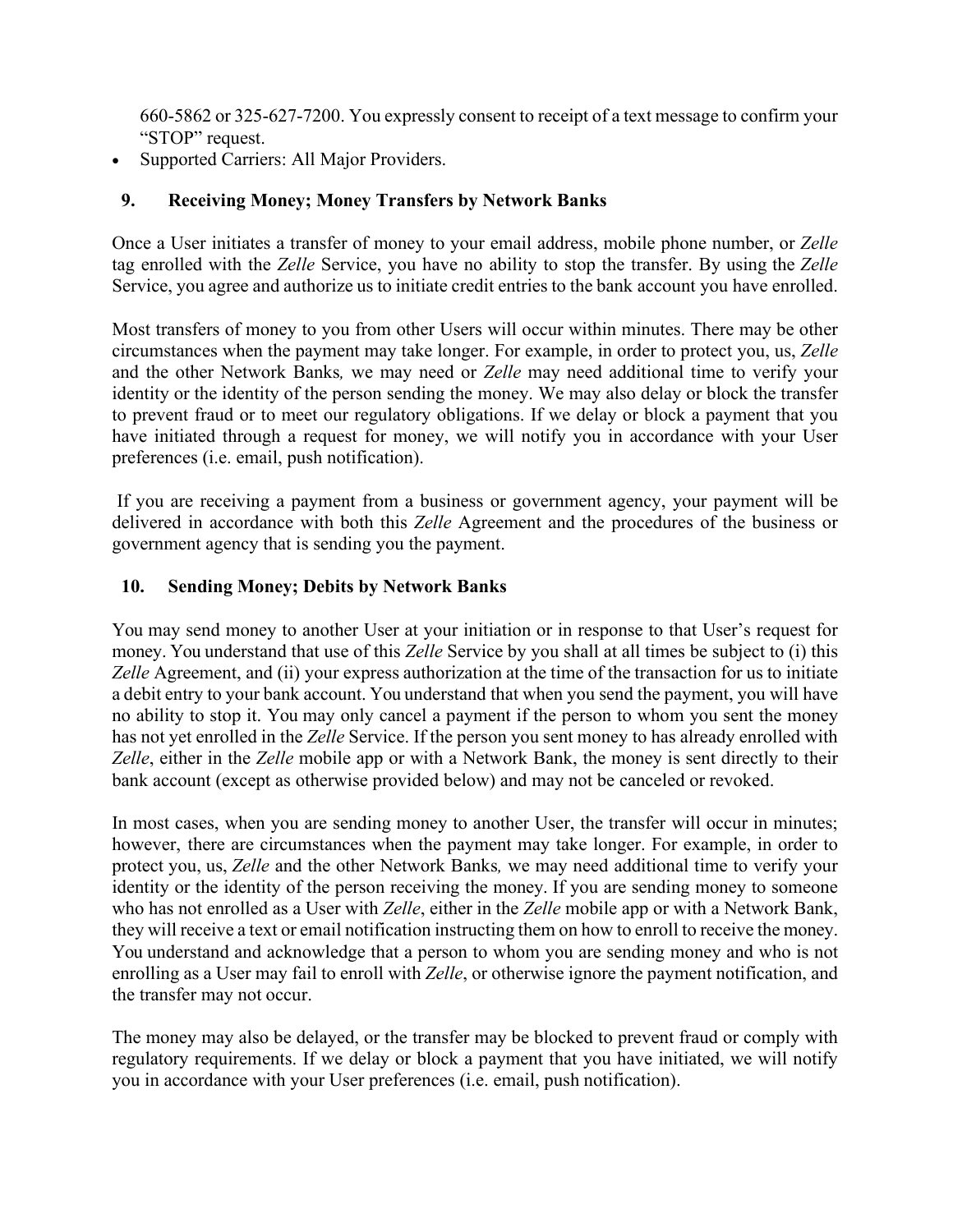660-5862 or 325-627-7200. You expressly consent to receipt of a text message to confirm your "STOP" request.

- Supported Carriers: All Major Providers.

## 9. Receiving Money; Money Transfers by Network Banks

Once a User initiates a transfer of money to your email address, mobile phone number, or *Zelle* tag enrolled with the *Zelle* Service, you have no ability to stop the transfer. By using the *Zelle* Service, you agree and authorize us to initiate credit entries to the bank account you have enrolled.

Most transfers of money to you from other Users will occur within minutes. There may be other circumstances when the payment may take longer. For example, in order to protect you, us, *Zelle* and the other Network Banks, we may need or *Zelle* may need additional time to verify your identity or the identity of the person sending the money. We may also delay or block the transfer to prevent fraud or to meet our regulatory obligations. If we delay or block a payment that you have initiated through a request for money, we will notify you in accordance with your User preferences (i.e. email, push notification).

If you are receiving a payment from a business or government agency, your payment will be delivered in accordance with both this *Zelle* Agreement and the procedures of the business or government agency that is sending you the payment.

## 10. Sending Money; Debits by Network Banks

You may send money to another User at your initiation or in response to that User's request for money. You understand that use of this *Zelle* Service by you shall at all times be subject to (i) this *Zelle* Agreement, and (ii) your express authorization at the time of the transaction for us to initiate a debit entry to your bank account. You understand that when you send the payment, you will have no ability to stop it. You may only cancel a payment if the person to whom you sent the money has not yet enrolled in the *Zelle* Service. If the person you sent money to has already enrolled with *Zelle*, either in the *Zelle* mobile app or with a Network Bank, the money is sent directly to their bank account (except as otherwise provided below) and may not be canceled or revoked.

In most cases, when you are sending money to another User, the transfer will occur in minutes; however, there are circumstances when the payment may take longer. For example, in order to protect you, us, *Zelle* and the other Network Banks, we may need additional time to verify your identity or the identity of the person receiving the money. If you are sending money to someone who has not enrolled as a User with *Zelle*, either in the *Zelle* mobile app or with a Network Bank, they will receive a text or email notification instructing them on how to enroll to receive the money. You understand and acknowledge that a person to whom you are sending money and who is not enrolling as a User may fail to enroll with *Zelle*, or otherwise ignore the payment notification, and the transfer may not occur.

The money may also be delayed, or the transfer may be blocked to prevent fraud or comply with regulatory requirements. If we delay or block a payment that you have initiated, we will notify you in accordance with your User preferences (i.e. email, push notification).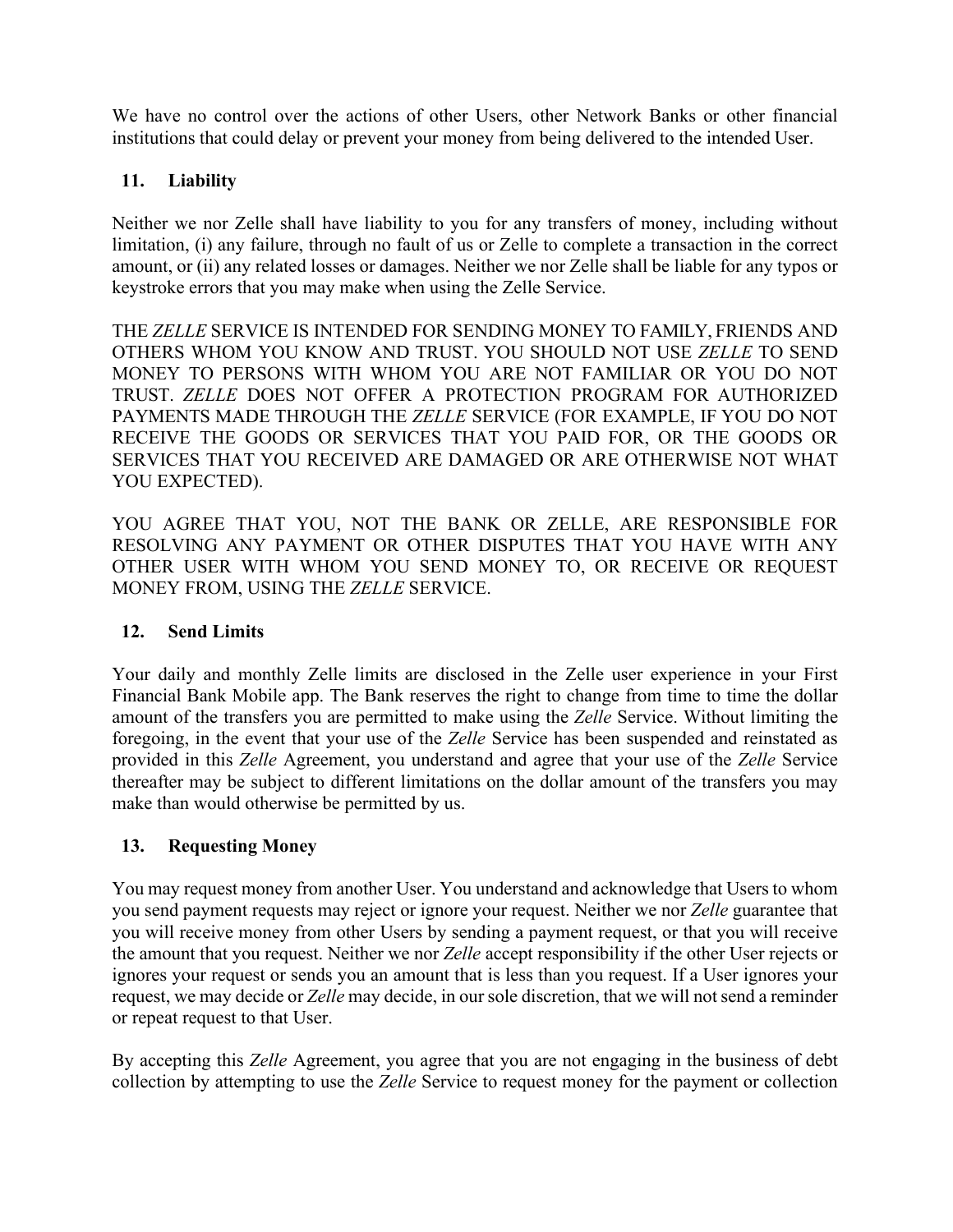We have no control over the actions of other Users, other Network Banks or other financial institutions that could delay or prevent your money from being delivered to the intended User.

## 11. Liability

Neither we nor Zelle shall have liability to you for any transfers of money, including without limitation, (i) any failure, through no fault of us or Zelle to complete a transaction in the correct amount, or (ii) any related losses or damages. Neither we nor Zelle shall be liable for any typos or keystroke errors that you may make when using the Zelle Service.

THE *ZELLE* SERVICE IS INTENDED FOR SENDING MONEY TO FAMILY, FRIENDS AND OTHERS WHOM YOU KNOW AND TRUST. YOU SHOULD NOT USE *ZELLE* TO SEND MONEY TO PERSONS WITH WHOM YOU ARE NOT FAMILIAR OR YOU DO NOT TRUST. *ZELLE* DOES NOT OFFER A PROTECTION PROGRAM FOR AUTHORIZED PAYMENTS MADE THROUGH THE *ZELLE* SERVICE (FOR EXAMPLE, IF YOU DO NOT RECEIVE THE GOODS OR SERVICES THAT YOU PAID FOR, OR THE GOODS OR SERVICES THAT YOU RECEIVED ARE DAMAGED OR ARE OTHERWISE NOT WHAT YOU EXPECTED).

YOU AGREE THAT YOU, NOT THE BANK OR ZELLE, ARE RESPONSIBLE FOR RESOLVING ANY PAYMENT OR OTHER DISPUTES THAT YOU HAVE WITH ANY OTHER USER WITH WHOM YOU SEND MONEY TO, OR RECEIVE OR REQUEST MONEY FROM, USING THE *ZELLE* SERVICE.

## 12. Send Limits

Your daily and monthly Zelle limits are disclosed in the Zelle user experience in your First Financial Bank Mobile app. The Bank reserves the right to change from time to time the dollar amount of the transfers you are permitted to make using the *Zelle* Service. Without limiting the foregoing, in the event that your use of the *Zelle* Service has been suspended and reinstated as provided in this *Zelle* Agreement, you understand and agree that your use of the *Zelle* Service thereafter may be subject to different limitations on the dollar amount of the transfers you may make than would otherwise be permitted by us.

## 13. Requesting Money

You may request money from another User. You understand and acknowledge that Users to whom you send payment requests may reject or ignore your request. Neither we nor *Zelle* guarantee that you will receive money from other Users by sending a payment request, or that you will receive the amount that you request. Neither we nor *Zelle* accept responsibility if the other User rejects or ignores your request or sends you an amount that is less than you request. If a User ignores your request, we may decide or *Zelle* may decide, in our sole discretion, that we will not send a reminder or repeat request to that User.

By accepting this *Zelle* Agreement, you agree that you are not engaging in the business of debt collection by attempting to use the *Zelle* Service to request money for the payment or collection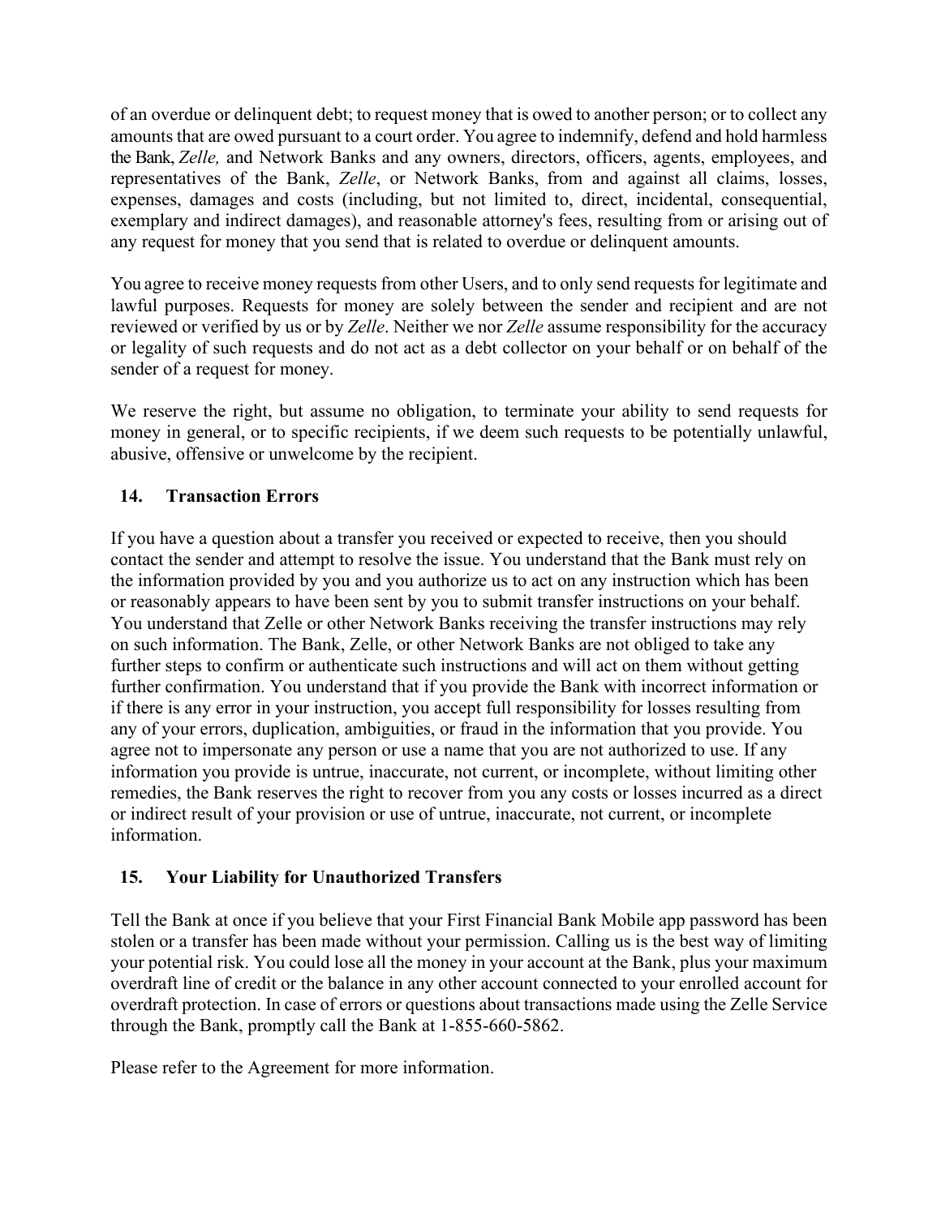of an overdue or delinquent debt; to request money that is owed to another person; or to collect any amounts that are owed pursuant to a court order. You agree to indemnify, defend and hold harmless the Bank, *Zelle,* and Network Banks and any owners, directors, officers, agents, employees, and representatives of the Bank, *Zelle*, or Network Banks, from and against all claims, losses, expenses, damages and costs (including, but not limited to, direct, incidental, consequential, exemplary and indirect damages), and reasonable attorney's fees, resulting from or arising out of any request for money that you send that is related to overdue or delinquent amounts.

You agree to receive money requests from other Users, and to only send requests for legitimate and lawful purposes. Requests for money are solely between the sender and recipient and are not reviewed or verified by us or by *Zelle*. Neither we nor *Zelle* assume responsibility for the accuracy or legality of such requests and do not act as a debt collector on your behalf or on behalf of the sender of a request for money.

We reserve the right, but assume no obligation, to terminate your ability to send requests for money in general, or to specific recipients, if we deem such requests to be potentially unlawful, abusive, offensive or unwelcome by the recipient.

## 14. Transaction Errors

If you have a question about a transfer you received or expected to receive, then you should contact the sender and attempt to resolve the issue. You understand that the Bank must rely on the information provided by you and you authorize us to act on any instruction which has been or reasonably appears to have been sent by you to submit transfer instructions on your behalf. You understand that Zelle or other Network Banks receiving the transfer instructions may rely on such information. The Bank, Zelle, or other Network Banks are not obliged to take any further steps to confirm or authenticate such instructions and will act on them without getting further confirmation. You understand that if you provide the Bank with incorrect information or if there is any error in your instruction, you accept full responsibility for losses resulting from any of your errors, duplication, ambiguities, or fraud in the information that you provide. You agree not to impersonate any person or use a name that you are not authorized to use. If any information you provide is untrue, inaccurate, not current, or incomplete, without limiting other remedies, the Bank reserves the right to recover from you any costs or losses incurred as a direct or indirect result of your provision or use of untrue, inaccurate, not current, or incomplete information.

## 15. Your Liability for Unauthorized Transfers

Tell the Bank at once if you believe that your First Financial Bank Mobile app password has been stolen or a transfer has been made without your permission. Calling us is the best way of limiting your potential risk. You could lose all the money in your account at the Bank, plus your maximum overdraft line of credit or the balance in any other account connected to your enrolled account for overdraft protection. In case of errors or questions about transactions made using the Zelle Service through the Bank, promptly call the Bank at 1-855-660-5862.

Please refer to the Agreement for more information.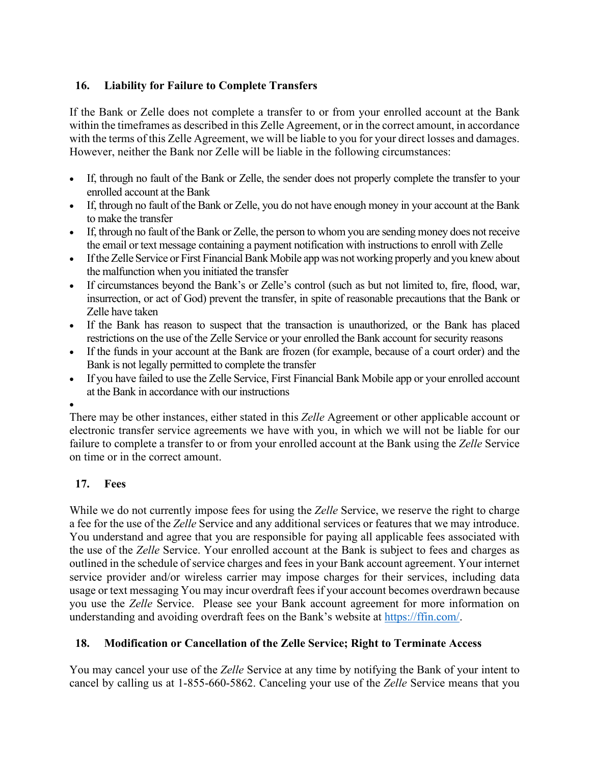## 16. Liability for Failure to Complete Transfers

If the Bank or Zelle does not complete a transfer to or from your enrolled account at the Bank within the timeframes as described in this Zelle Agreement, or in the correct amount, in accordance with the terms of this Zelle Agreement, we will be liable to you for your direct losses and damages. However, neither the Bank nor Zelle will be liable in the following circumstances:

- If, through no fault of the Bank or Zelle, the sender does not properly complete the transfer to your enrolled account at the Bank
- If, through no fault of the Bank or Zelle, you do not have enough money in your account at the Bank to make the transfer
- If, through no fault of the Bank or Zelle, the person to whom you are sending money does not receive the email or text message containing a payment notification with instructions to enroll with Zelle
- If the Zelle Service or First Financial Bank Mobile app was not working properly and you knew about the malfunction when you initiated the transfer
- If circumstances beyond the Bank's or Zelle's control (such as but not limited to, fire, flood, war, insurrection, or act of God) prevent the transfer, in spite of reasonable precautions that the Bank or Zelle have taken
- If the Bank has reason to suspect that the transaction is unauthorized, or the Bank has placed restrictions on the use of the Zelle Service or your enrolled the Bank account for security reasons
- If the funds in your account at the Bank are frozen (for example, because of a court order) and the Bank is not legally permitted to complete the transfer
- If you have failed to use the Zelle Service, First Financial Bank Mobile app or your enrolled account at the Bank in accordance with our instructions
-

There may be other instances, either stated in this *Zelle* Agreement or other applicable account or electronic transfer service agreements we have with you, in which we will not be liable for our failure to complete a transfer to or from your enrolled account at the Bank using the *Zelle* Service on time or in the correct amount.

## 17. Fees

While we do not currently impose fees for using the *Zelle* Service, we reserve the right to charge a fee for the use of the *Zelle* Service and any additional services or features that we may introduce. You understand and agree that you are responsible for paying all applicable fees associated with the use of the *Zelle* Service. Your enrolled account at the Bank is subject to fees and charges as outlined in the schedule of service charges and fees in your Bank account agreement. Your internet service provider and/or wireless carrier may impose charges for their services, including data usage or text messaging You may incur overdraft fees if your account becomes overdrawn because you use the *Zelle* Service. Please see your Bank account agreement for more information on understanding and avoiding overdraft fees on the Bank's website at [https://ffin.com/](https://ffin.com/).

## 18. Modification or Cancellation of the Zelle Service; Right to Terminate Access

You may cancel your use of the *Zelle* Service at any time by notifying the Bank of your intent to cancel by calling us at 1-855-660-5862. Canceling your use of the *Zelle* Service means that you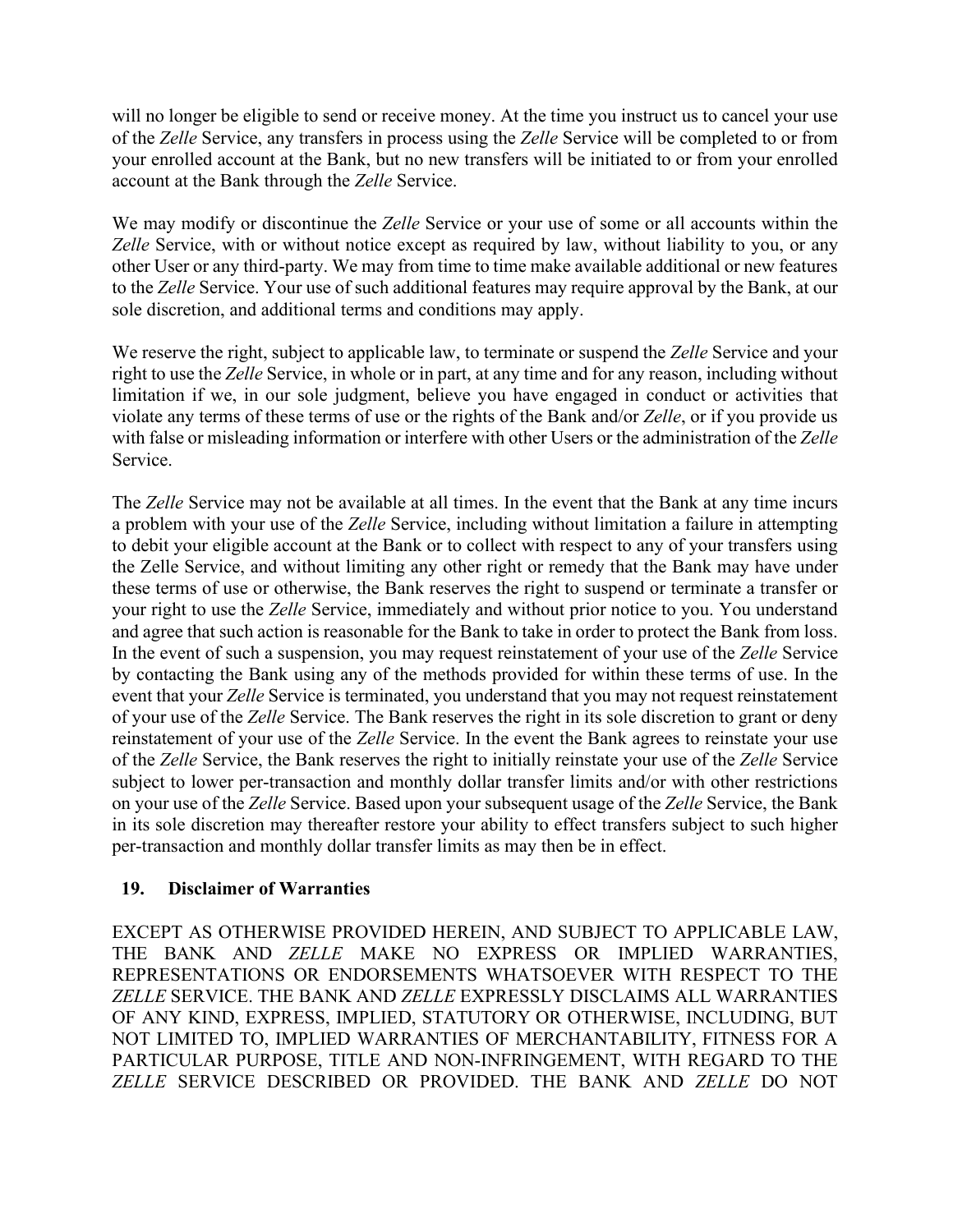will no longer be eligible to send or receive money. At the time you instruct us to cancel your use of the *Zelle* Service, any transfers in process using the *Zelle* Service will be completed to or from your enrolled account at the Bank, but no new transfers will be initiated to or from your enrolled account at the Bank through the *Zelle* Service.

We may modify or discontinue the *Zelle* Service or your use of some or all accounts within the *Zelle* Service, with or without notice except as required by law, without liability to you, or any other User or any third-party. We may from time to time make available additional or new features to the *Zelle* Service. Your use of such additional features may require approval by the Bank, at our sole discretion, and additional terms and conditions may apply.

We reserve the right, subject to applicable law, to terminate or suspend the *Zelle* Service and your right to use the *Zelle* Service, in whole or in part, at any time and for any reason, including without limitation if we, in our sole judgment, believe you have engaged in conduct or activities that violate any terms of these terms of use or the rights of the Bank and/or *Zelle*, or if you provide us with false or misleading information or interfere with other Users or the administration of the *Zelle* Service.

The *Zelle* Service may not be available at all times. In the event that the Bank at any time incurs a problem with your use of the *Zelle* Service, including without limitation a failure in attempting to debit your eligible account at the Bank or to collect with respect to any of your transfers using the Zelle Service, and without limiting any other right or remedy that the Bank may have under these terms of use or otherwise, the Bank reserves the right to suspend or terminate a transfer or your right to use the *Zelle* Service, immediately and without prior notice to you. You understand and agree that such action is reasonable for the Bank to take in order to protect the Bank from loss. In the event of such a suspension, you may request reinstatement of your use of the *Zelle* Service by contacting the Bank using any of the methods provided for within these terms of use. In the event that your *Zelle* Service is terminated, you understand that you may not request reinstatement of your use of the *Zelle* Service. The Bank reserves the right in its sole discretion to grant or deny reinstatement of your use of the *Zelle* Service. In the event the Bank agrees to reinstate your use of the *Zelle* Service, the Bank reserves the right to initially reinstate your use of the *Zelle* Service subject to lower per-transaction and monthly dollar transfer limits and/or with other restrictions on your use of the *Zelle* Service. Based upon your subsequent usage of the *Zelle* Service, the Bank in its sole discretion may thereafter restore your ability to effect transfers subject to such higher per-transaction and monthly dollar transfer limits as may then be in effect.

## 19. Disclaimer of Warranties

EXCEPT AS OTHERWISE PROVIDED HEREIN, AND SUBJECT TO APPLICABLE LAW, THE BANK AND *ZELLE* MAKE NO EXPRESS OR IMPLIED WARRANTIES, REPRESENTATIONS OR ENDORSEMENTS WHATSOEVER WITH RESPECT TO THE *ZELLE* SERVICE. THE BANK AND *ZELLE* EXPRESSLY DISCLAIMS ALL WARRANTIES OF ANY KIND, EXPRESS, IMPLIED, STATUTORY OR OTHERWISE, INCLUDING, BUT NOT LIMITED TO, IMPLIED WARRANTIES OF MERCHANTABILITY, FITNESS FOR A PARTICULAR PURPOSE, TITLE AND NON-INFRINGEMENT, WITH REGARD TO THE *ZELLE* SERVICE DESCRIBED OR PROVIDED. THE BANK AND *ZELLE* DO NOT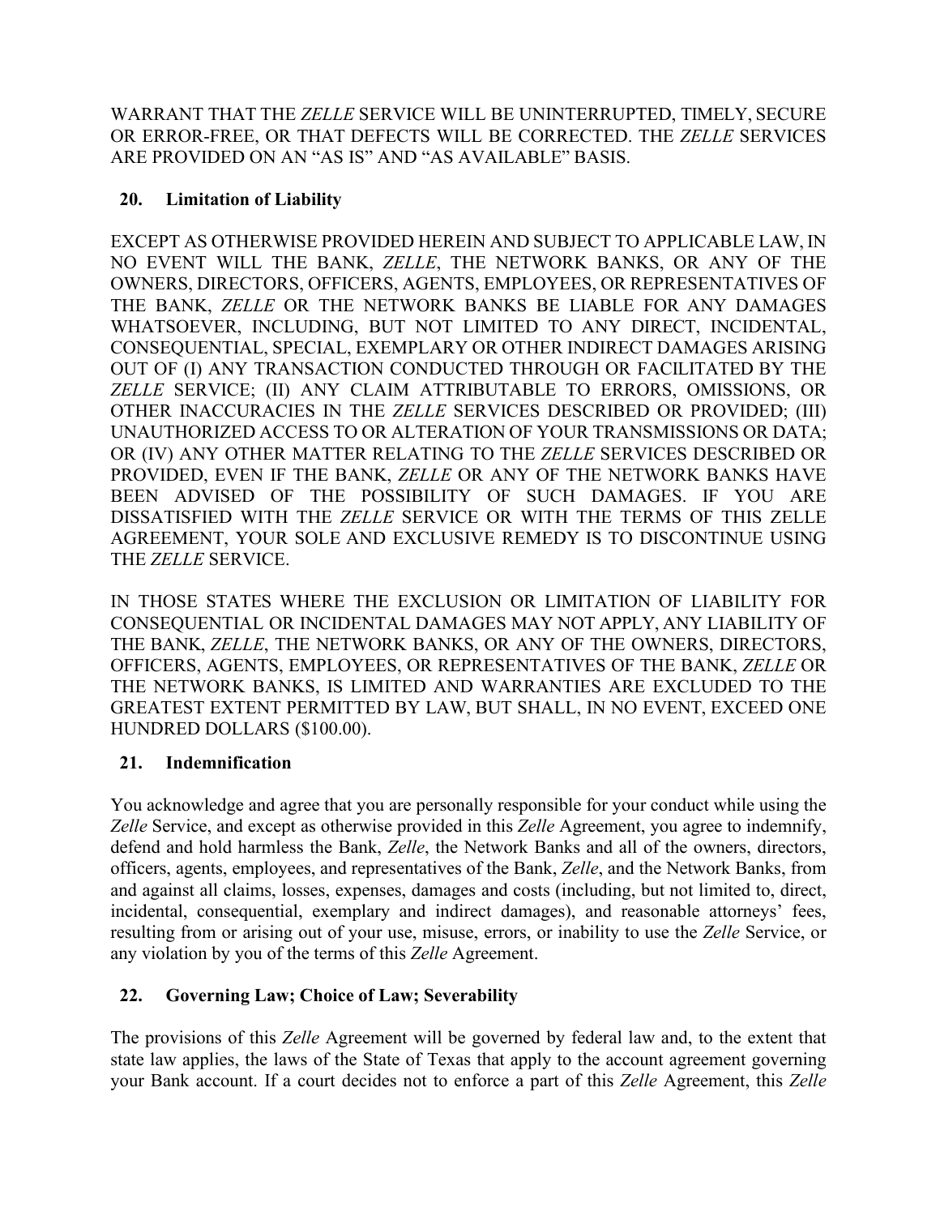WARRANT THAT THE *ZELLE* SERVICE WILL BE UNINTERRUPTED, TIMELY, SECURE OR ERROR-FREE, OR THAT DEFECTS WILL BE CORRECTED. THE *ZELLE* SERVICES ARE PROVIDED ON AN "AS IS" AND "AS AVAILABLE" BASIS.

## 20. Limitation of Liability

EXCEPT AS OTHERWISE PROVIDED HEREIN AND SUBJECT TO APPLICABLE LAW, IN NO EVENT WILL THE BANK, *ZELLE*, THE NETWORK BANKS, OR ANY OF THE OWNERS, DIRECTORS, OFFICERS, AGENTS, EMPLOYEES, OR REPRESENTATIVES OF THE BANK, *ZELLE* OR THE NETWORK BANKS BE LIABLE FOR ANY DAMAGES WHATSOEVER, INCLUDING, BUT NOT LIMITED TO ANY DIRECT, INCIDENTAL, CONSEQUENTIAL, SPECIAL, EXEMPLARY OR OTHER INDIRECT DAMAGES ARISING OUT OF (I) ANY TRANSACTION CONDUCTED THROUGH OR FACILITATED BY THE *ZELLE* SERVICE; (II) ANY CLAIM ATTRIBUTABLE TO ERRORS, OMISSIONS, OR OTHER INACCURACIES IN THE *ZELLE* SERVICES DESCRIBED OR PROVIDED; (III) UNAUTHORIZED ACCESS TO OR ALTERATION OF YOUR TRANSMISSIONS OR DATA; OR (IV) ANY OTHER MATTER RELATING TO THE *ZELLE* SERVICES DESCRIBED OR PROVIDED, EVEN IF THE BANK, *ZELLE* OR ANY OF THE NETWORK BANKS HAVE BEEN ADVISED OF THE POSSIBILITY OF SUCH DAMAGES. IF YOU ARE DISSATISFIED WITH THE *ZELLE* SERVICE OR WITH THE TERMS OF THIS ZELLE AGREEMENT, YOUR SOLE AND EXCLUSIVE REMEDY IS TO DISCONTINUE USING THE *ZELLE* SERVICE.

IN THOSE STATES WHERE THE EXCLUSION OR LIMITATION OF LIABILITY FOR CONSEQUENTIAL OR INCIDENTAL DAMAGES MAY NOT APPLY, ANY LIABILITY OF THE BANK, *ZELLE*, THE NETWORK BANKS, OR ANY OF THE OWNERS, DIRECTORS, OFFICERS, AGENTS, EMPLOYEES, OR REPRESENTATIVES OF THE BANK, *ZELLE* OR THE NETWORK BANKS, IS LIMITED AND WARRANTIES ARE EXCLUDED TO THE GREATEST EXTENT PERMITTED BY LAW, BUT SHALL, IN NO EVENT, EXCEED ONE HUNDRED DOLLARS ($100.00).

## 21. Indemnification

You acknowledge and agree that you are personally responsible for your conduct while using the *Zelle* Service, and except as otherwise provided in this *Zelle* Agreement, you agree to indemnify, defend and hold harmless the Bank, *Zelle*, the Network Banks and all of the owners, directors, officers, agents, employees, and representatives of the Bank, *Zelle*, and the Network Banks, from and against all claims, losses, expenses, damages and costs (including, but not limited to, direct, incidental, consequential, exemplary and indirect damages), and reasonable attorneys' fees, resulting from or arising out of your use, misuse, errors, or inability to use the *Zelle* Service, or any violation by you of the terms of this *Zelle* Agreement.

## 22. Governing Law; Choice of Law; Severability

The provisions of this *Zelle* Agreement will be governed by federal law and, to the extent that state law applies, the laws of the State of Texas that apply to the account agreement governing your Bank account. If a court decides not to enforce a part of this *Zelle* Agreement, this *Zelle*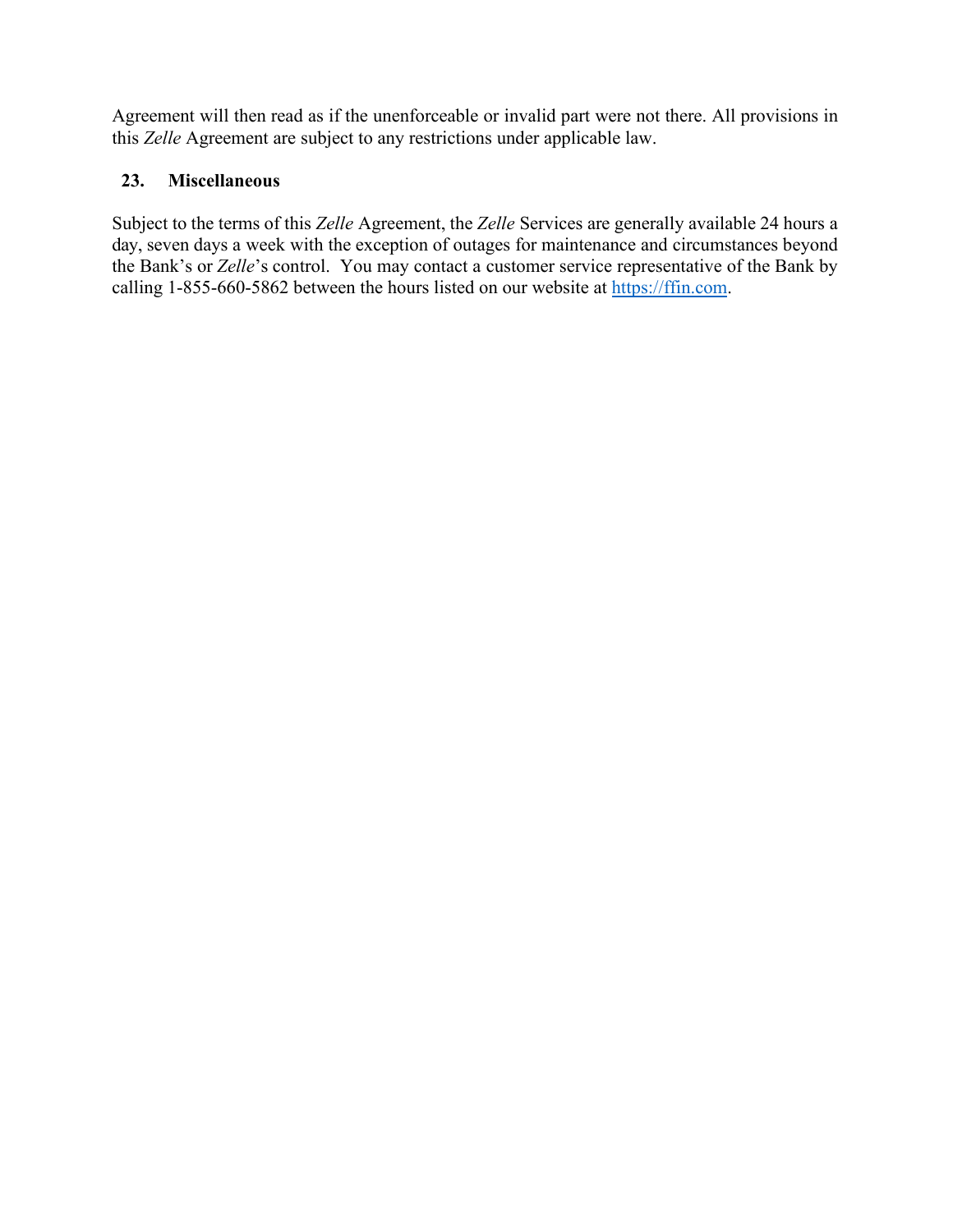Agreement will then read as if the unenforceable or invalid part were not there. All provisions in this *Zelle* Agreement are subject to any restrictions under applicable law.

## 23. Miscellaneous

Subject to the terms of this *Zelle* Agreement, the *Zelle* Services are generally available 24 hours a day, seven days a week with the exception of outages for maintenance and circumstances beyond the Bank's or *Zelle*'s control. You may contact a customer service representative of the Bank by calling 1-855-660-5862 between the hours listed on our website at [https://ffin.com](https://ffin.com).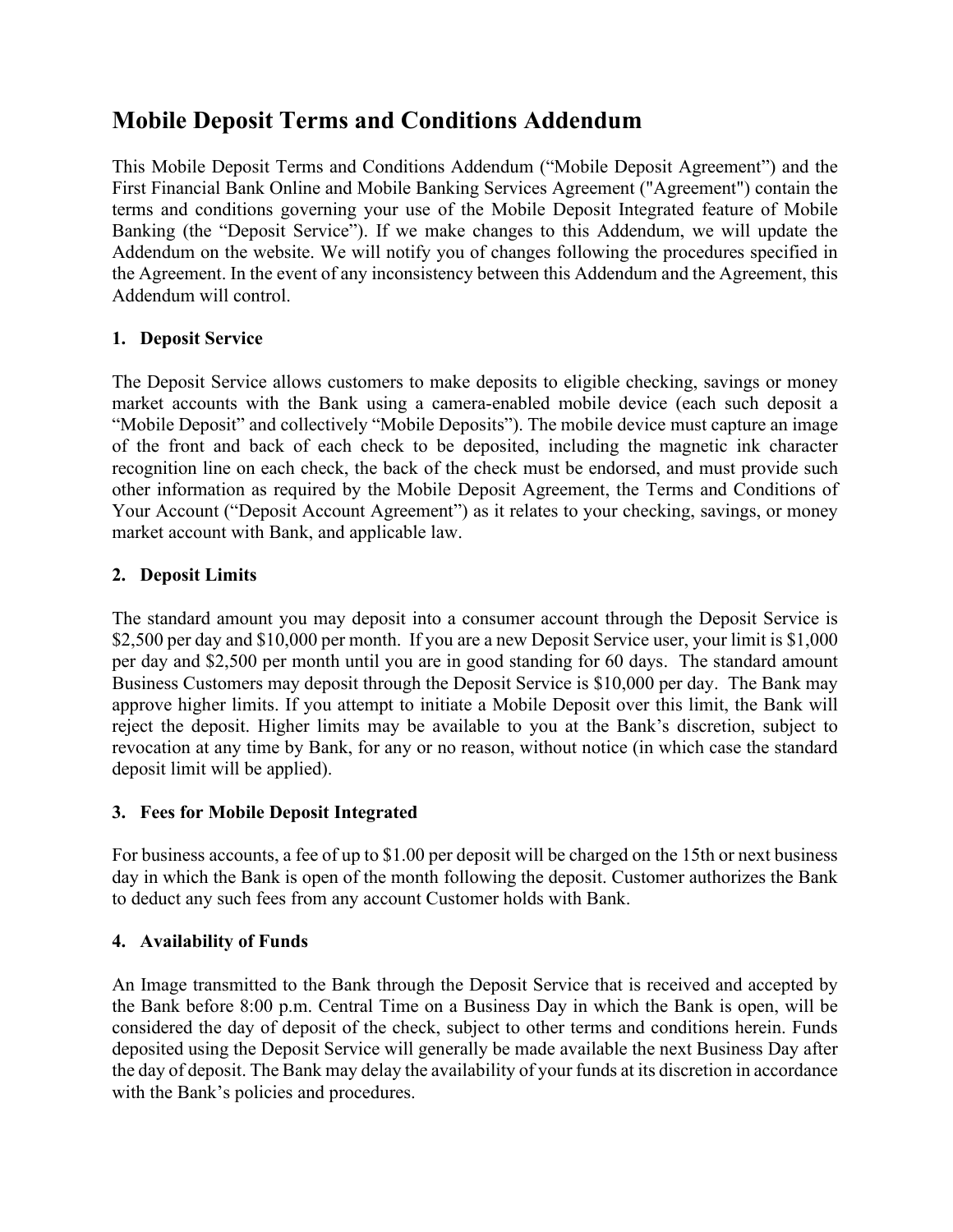# Mobile Deposit Terms and Conditions Addendum

This Mobile Deposit Terms and Conditions Addendum ("Mobile Deposit Agreement") and the First Financial Bank Online and Mobile Banking Services Agreement ("Agreement") contain the terms and conditions governing your use of the Mobile Deposit Integrated feature of Mobile Banking (the "Deposit Service"). If we make changes to this Addendum, we will update the Addendum on the website. We will notify you of changes following the procedures specified in the Agreement. In the event of any inconsistency between this Addendum and the Agreement, this Addendum will control.

### 1. Deposit Service

The Deposit Service allows customers to make deposits to eligible checking, savings or money market accounts with the Bank using a camera-enabled mobile device (each such deposit a "Mobile Deposit" and collectively "Mobile Deposits"). The mobile device must capture an image of the front and back of each check to be deposited, including the magnetic ink character recognition line on each check, the back of the check must be endorsed, and must provide such other information as required by the Mobile Deposit Agreement, the Terms and Conditions of Your Account ("Deposit Account Agreement") as it relates to your checking, savings, or money market account with Bank, and applicable law.

### 2. Deposit Limits

The standard amount you may deposit into a consumer account through the Deposit Service is $2,500 per day and $10,000 per month. If you are a new Deposit Service user, your limit is $1,000 per day and $2,500 per month until you are in good standing for 60 days. The standard amount Business Customers may deposit through the Deposit Service is $10,000 per day. The Bank may approve higher limits. If you attempt to initiate a Mobile Deposit over this limit, the Bank will reject the deposit. Higher limits may be available to you at the Bank's discretion, subject to revocation at any time by Bank, for any or no reason, without notice (in which case the standard deposit limit will be applied).

### 3. Fees for Mobile Deposit Integrated

For business accounts, a fee of up to $1.00 per deposit will be charged on the 15th or next business day in which the Bank is open of the month following the deposit. Customer authorizes the Bank to deduct any such fees from any account Customer holds with Bank.

### 4. Availability of Funds

An Image transmitted to the Bank through the Deposit Service that is received and accepted by the Bank before 8:00 p.m. Central Time on a Business Day in which the Bank is open, will be considered the day of deposit of the check, subject to other terms and conditions herein. Funds deposited using the Deposit Service will generally be made available the next Business Day after the day of deposit. The Bank may delay the availability of your funds at its discretion in accordance with the Bank's policies and procedures.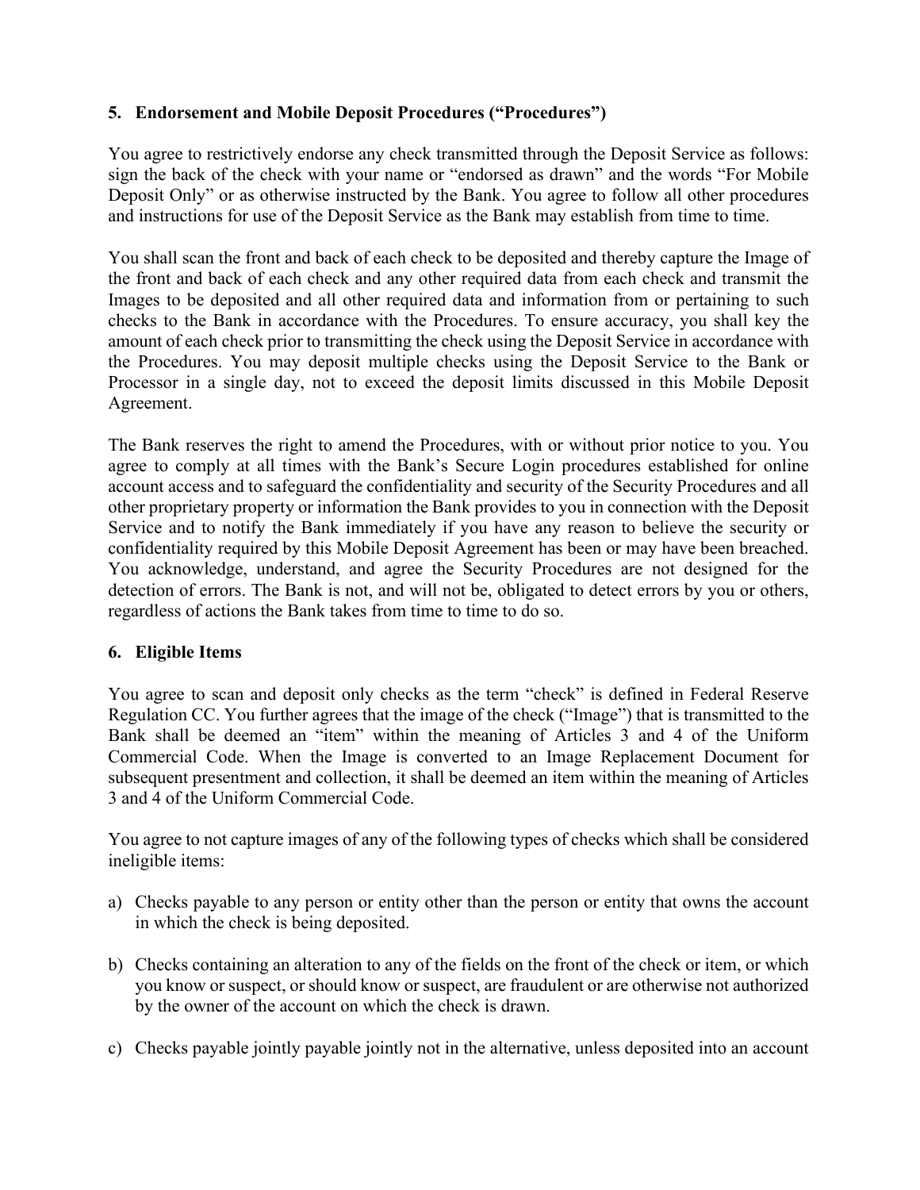### 5. Endorsement and Mobile Deposit Procedures ("Procedures")

You agree to restrictively endorse any check transmitted through the Deposit Service as follows: sign the back of the check with your name or "endorsed as drawn" and the words "For Mobile Deposit Only" or as otherwise instructed by the Bank. You agree to follow all other procedures and instructions for use of the Deposit Service as the Bank may establish from time to time.

You shall scan the front and back of each check to be deposited and thereby capture the Image of the front and back of each check and any other required data from each check and transmit the Images to be deposited and all other required data and information from or pertaining to such checks to the Bank in accordance with the Procedures. To ensure accuracy, you shall key the amount of each check prior to transmitting the check using the Deposit Service in accordance with the Procedures. You may deposit multiple checks using the Deposit Service to the Bank or Processor in a single day, not to exceed the deposit limits discussed in this Mobile Deposit Agreement.

The Bank reserves the right to amend the Procedures, with or without prior notice to you. You agree to comply at all times with the Bank's Secure Login procedures established for online account access and to safeguard the confidentiality and security of the Security Procedures and all other proprietary property or information the Bank provides to you in connection with the Deposit Service and to notify the Bank immediately if you have any reason to believe the security or confidentiality required by this Mobile Deposit Agreement has been or may have been breached. You acknowledge, understand, and agree the Security Procedures are not designed for the detection of errors. The Bank is not, and will not be, obligated to detect errors by you or others, regardless of actions the Bank takes from time to time to do so.

### 6. Eligible Items

You agree to scan and deposit only checks as the term "check" is defined in Federal Reserve Regulation CC. You further agrees that the image of the check ("Image") that is transmitted to the Bank shall be deemed an "item" within the meaning of Articles 3 and 4 of the Uniform Commercial Code. When the Image is converted to an Image Replacement Document for subsequent presentment and collection, it shall be deemed an item within the meaning of Articles 3 and 4 of the Uniform Commercial Code.

You agree to not capture images of any of the following types of checks which shall be considered ineligible items:

a) Checks payable to any person or entity other than the person or entity that owns the account in which the check is being deposited.

b) Checks containing an alteration to any of the fields on the front of the check or item, or which you know or suspect, or should know or suspect, are fraudulent or are otherwise not authorized by the owner of the account on which the check is drawn.

c) Checks payable jointly payable jointly not in the alternative, unless deposited into an account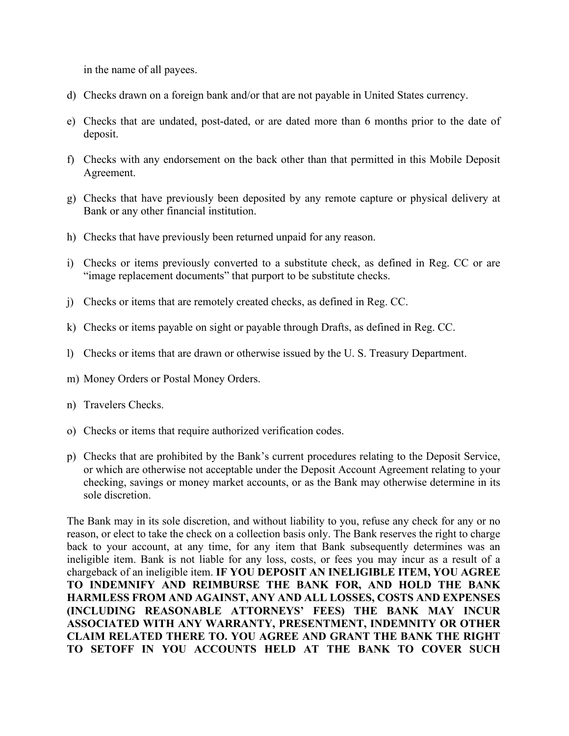in the name of all payees.

d) Checks drawn on a foreign bank and/or that are not payable in United States currency.

e) Checks that are undated, post-dated, or are dated more than 6 months prior to the date of deposit.

f) Checks with any endorsement on the back other than that permitted in this Mobile Deposit Agreement.

g) Checks that have previously been deposited by any remote capture or physical delivery at Bank or any other financial institution.

h) Checks that have previously been returned unpaid for any reason.

i) Checks or items previously converted to a substitute check, as defined in Reg. CC or are "image replacement documents" that purport to be substitute checks.

j) Checks or items that are remotely created checks, as defined in Reg. CC.

k) Checks or items payable on sight or payable through Drafts, as defined in Reg. CC.

l) Checks or items that are drawn or otherwise issued by the U. S. Treasury Department.

m) Money Orders or Postal Money Orders.

n) Travelers Checks.

o) Checks or items that require authorized verification codes.

p) Checks that are prohibited by the Bank's current procedures relating to the Deposit Service, or which are otherwise not acceptable under the Deposit Account Agreement relating to your checking, savings or money market accounts, or as the Bank may otherwise determine in its sole discretion.

The Bank may in its sole discretion, and without liability to you, refuse any check for any or no reason, or elect to take the check on a collection basis only. The Bank reserves the right to charge back to your account, at any time, for any item that Bank subsequently determines was an ineligible item. Bank is not liable for any loss, costs, or fees you may incur as a result of a chargeback of an ineligible item. **IF YOU DEPOSIT AN INELIGIBLE ITEM, YOU AGREE TO INDEMNIFY AND REIMBURSE THE BANK FOR, AND HOLD THE BANK HARMLESS FROM AND AGAINST, ANY AND ALL LOSSES, COSTS AND EXPENSES (INCLUDING REASONABLE ATTORNEYS' FEES) THE BANK MAY INCUR ASSOCIATED WITH ANY WARRANTY, PRESENTMENT, INDEMNITY OR OTHER CLAIM RELATED THERE TO. YOU AGREE AND GRANT THE BANK THE RIGHT TO SETOFF IN YOU ACCOUNTS HELD AT THE BANK TO COVER SUCH**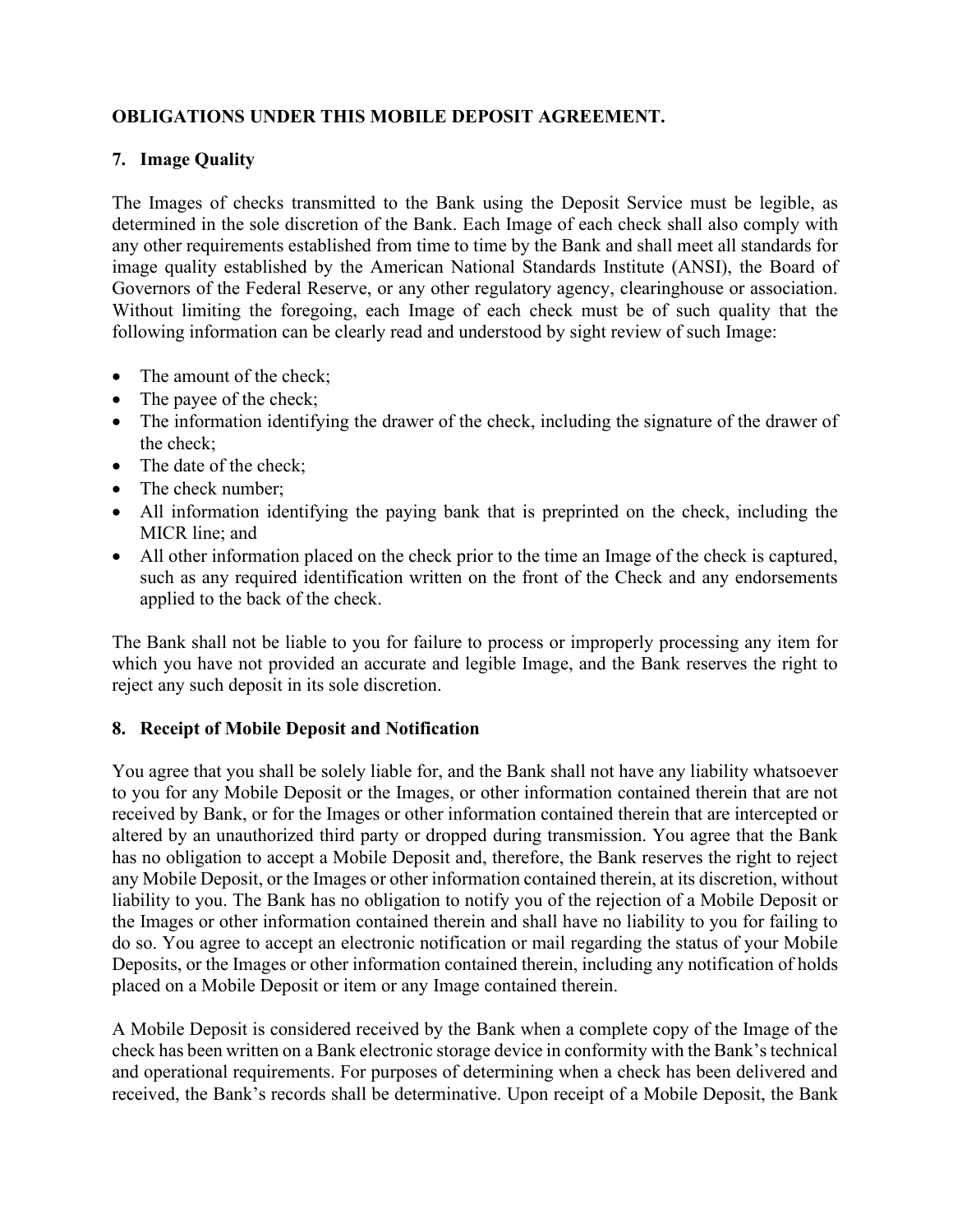**OBLIGATIONS UNDER THIS MOBILE DEPOSIT AGREEMENT.**

## 7. Image Quality

The Images of checks transmitted to the Bank using the Deposit Service must be legible, as determined in the sole discretion of the Bank. Each Image of each check shall also comply with any other requirements established from time to time by the Bank and shall meet all standards for image quality established by the American National Standards Institute (ANSI), the Board of Governors of the Federal Reserve, or any other regulatory agency, clearinghouse or association. Without limiting the foregoing, each Image of each check must be of such quality that the following information can be clearly read and understood by sight review of such Image:

- The amount of the check;
- The payee of the check;
- The information identifying the drawer of the check, including the signature of the drawer of the check;
- The date of the check;
- The check number;
- All information identifying the paying bank that is preprinted on the check, including the MICR line; and
- All other information placed on the check prior to the time an Image of the check is captured, such as any required identification written on the front of the Check and any endorsements applied to the back of the check.

The Bank shall not be liable to you for failure to process or improperly processing any item for which you have not provided an accurate and legible Image, and the Bank reserves the right to reject any such deposit in its sole discretion.

## 8. Receipt of Mobile Deposit and Notification

You agree that you shall be solely liable for, and the Bank shall not have any liability whatsoever to you for any Mobile Deposit or the Images, or other information contained therein that are not received by Bank, or for the Images or other information contained therein that are intercepted or altered by an unauthorized third party or dropped during transmission. You agree that the Bank has no obligation to accept a Mobile Deposit and, therefore, the Bank reserves the right to reject any Mobile Deposit, or the Images or other information contained therein, at its discretion, without liability to you. The Bank has no obligation to notify you of the rejection of a Mobile Deposit or the Images or other information contained therein and shall have no liability to you for failing to do so. You agree to accept an electronic notification or mail regarding the status of your Mobile Deposits, or the Images or other information contained therein, including any notification of holds placed on a Mobile Deposit or item or any Image contained therein.

A Mobile Deposit is considered received by the Bank when a complete copy of the Image of the check has been written on a Bank electronic storage device in conformity with the Bank's technical and operational requirements. For purposes of determining when a check has been delivered and received, the Bank's records shall be determinative. Upon receipt of a Mobile Deposit, the Bank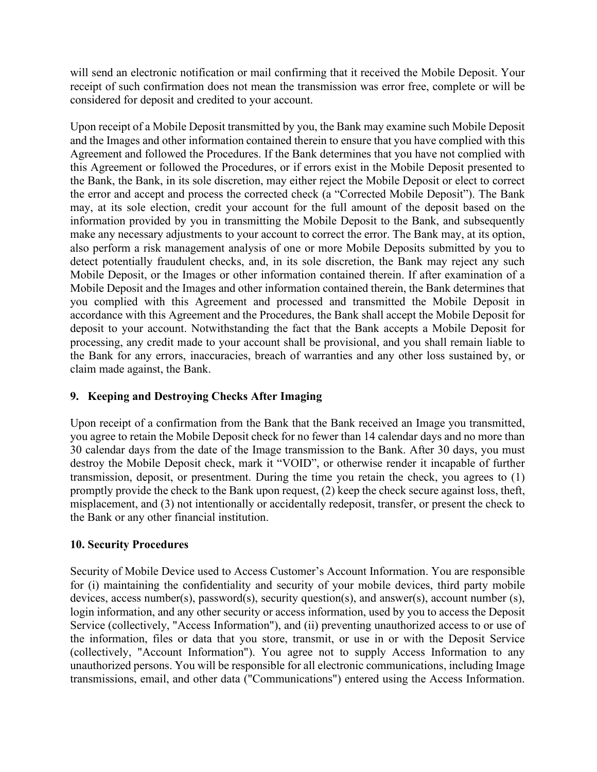will send an electronic notification or mail confirming that it received the Mobile Deposit. Your receipt of such confirmation does not mean the transmission was error free, complete or will be considered for deposit and credited to your account.

Upon receipt of a Mobile Deposit transmitted by you, the Bank may examine such Mobile Deposit and the Images and other information contained therein to ensure that you have complied with this Agreement and followed the Procedures. If the Bank determines that you have not complied with this Agreement or followed the Procedures, or if errors exist in the Mobile Deposit presented to the Bank, the Bank, in its sole discretion, may either reject the Mobile Deposit or elect to correct the error and accept and process the corrected check (a "Corrected Mobile Deposit"). The Bank may, at its sole election, credit your account for the full amount of the deposit based on the information provided by you in transmitting the Mobile Deposit to the Bank, and subsequently make any necessary adjustments to your account to correct the error. The Bank may, at its option, also perform a risk management analysis of one or more Mobile Deposits submitted by you to detect potentially fraudulent checks, and, in its sole discretion, the Bank may reject any such Mobile Deposit, or the Images or other information contained therein. If after examination of a Mobile Deposit and the Images and other information contained therein, the Bank determines that you complied with this Agreement and processed and transmitted the Mobile Deposit in accordance with this Agreement and the Procedures, the Bank shall accept the Mobile Deposit for deposit to your account. Notwithstanding the fact that the Bank accepts a Mobile Deposit for processing, any credit made to your account shall be provisional, and you shall remain liable to the Bank for any errors, inaccuracies, breach of warranties and any other loss sustained by, or claim made against, the Bank.

### 9. Keeping and Destroying Checks After Imaging

Upon receipt of a confirmation from the Bank that the Bank received an Image you transmitted, you agree to retain the Mobile Deposit check for no fewer than 14 calendar days and no more than 30 calendar days from the date of the Image transmission to the Bank. After 30 days, you must destroy the Mobile Deposit check, mark it "VOID", or otherwise render it incapable of further transmission, deposit, or presentment. During the time you retain the check, you agrees to (1) promptly provide the check to the Bank upon request, (2) keep the check secure against loss, theft, misplacement, and (3) not intentionally or accidentally redeposit, transfer, or present the check to the Bank or any other financial institution.

### 10. Security Procedures

Security of Mobile Device used to Access Customer's Account Information. You are responsible for (i) maintaining the confidentiality and security of your mobile devices, third party mobile devices, access number(s), password(s), security question(s), and answer(s), account number (s), login information, and any other security or access information, used by you to access the Deposit Service (collectively, "Access Information"), and (ii) preventing unauthorized access to or use of the information, files or data that you store, transmit, or use in or with the Deposit Service (collectively, "Account Information"). You agree not to supply Access Information to any unauthorized persons. You will be responsible for all electronic communications, including Image transmissions, email, and other data ("Communications") entered using the Access Information.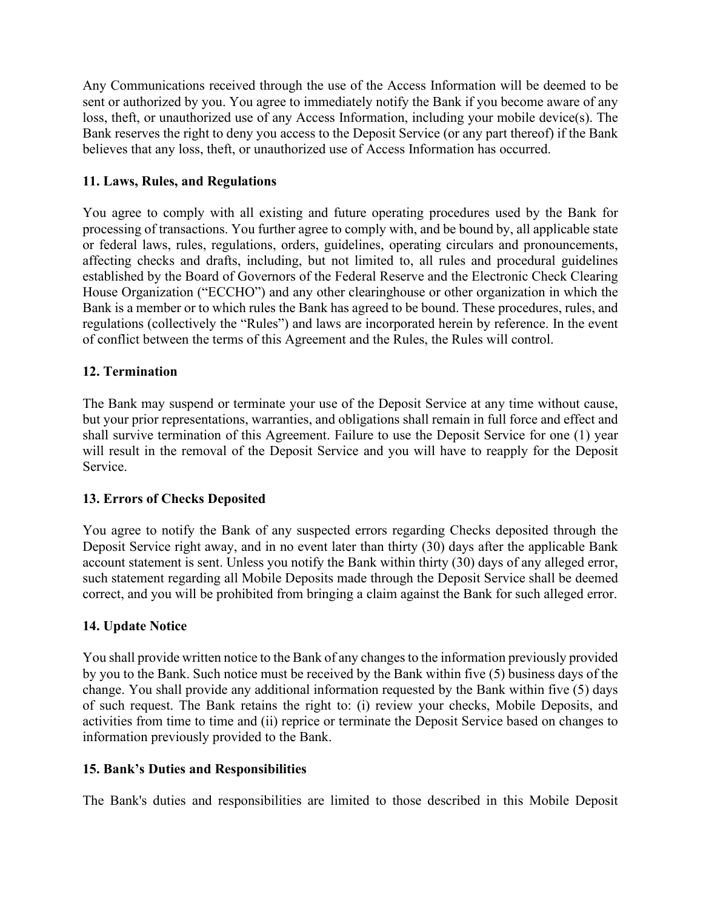Any Communications received through the use of the Access Information will be deemed to be sent or authorized by you. You agree to immediately notify the Bank if you become aware of any loss, theft, or unauthorized use of any Access Information, including your mobile device(s). The Bank reserves the right to deny you access to the Deposit Service (or any part thereof) if the Bank believes that any loss, theft, or unauthorized use of Access Information has occurred.

**11. Laws, Rules, and Regulations**

You agree to comply with all existing and future operating procedures used by the Bank for processing of transactions. You further agree to comply with, and be bound by, all applicable state or federal laws, rules, regulations, orders, guidelines, operating circulars and pronouncements, affecting checks and drafts, including, but not limited to, all rules and procedural guidelines established by the Board of Governors of the Federal Reserve and the Electronic Check Clearing House Organization ("ECCHO") and any other clearinghouse or other organization in which the Bank is a member or to which rules the Bank has agreed to be bound. These procedures, rules, and regulations (collectively the "Rules") and laws are incorporated herein by reference. In the event of conflict between the terms of this Agreement and the Rules, the Rules will control.

**12. Termination**

The Bank may suspend or terminate your use of the Deposit Service at any time without cause, but your prior representations, warranties, and obligations shall remain in full force and effect and shall survive termination of this Agreement. Failure to use the Deposit Service for one (1) year will result in the removal of the Deposit Service and you will have to reapply for the Deposit Service.

**13. Errors of Checks Deposited**

You agree to notify the Bank of any suspected errors regarding Checks deposited through the Deposit Service right away, and in no event later than thirty (30) days after the applicable Bank account statement is sent. Unless you notify the Bank within thirty (30) days of any alleged error, such statement regarding all Mobile Deposits made through the Deposit Service shall be deemed correct, and you will be prohibited from bringing a claim against the Bank for such alleged error.

**14. Update Notice**

You shall provide written notice to the Bank of any changes to the information previously provided by you to the Bank. Such notice must be received by the Bank within five (5) business days of the change. You shall provide any additional information requested by the Bank within five (5) days of such request. The Bank retains the right to: (i) review your checks, Mobile Deposits, and activities from time to time and (ii) reprice or terminate the Deposit Service based on changes to information previously provided to the Bank.

**15. Bank's Duties and Responsibilities**

The Bank's duties and responsibilities are limited to those described in this Mobile Deposit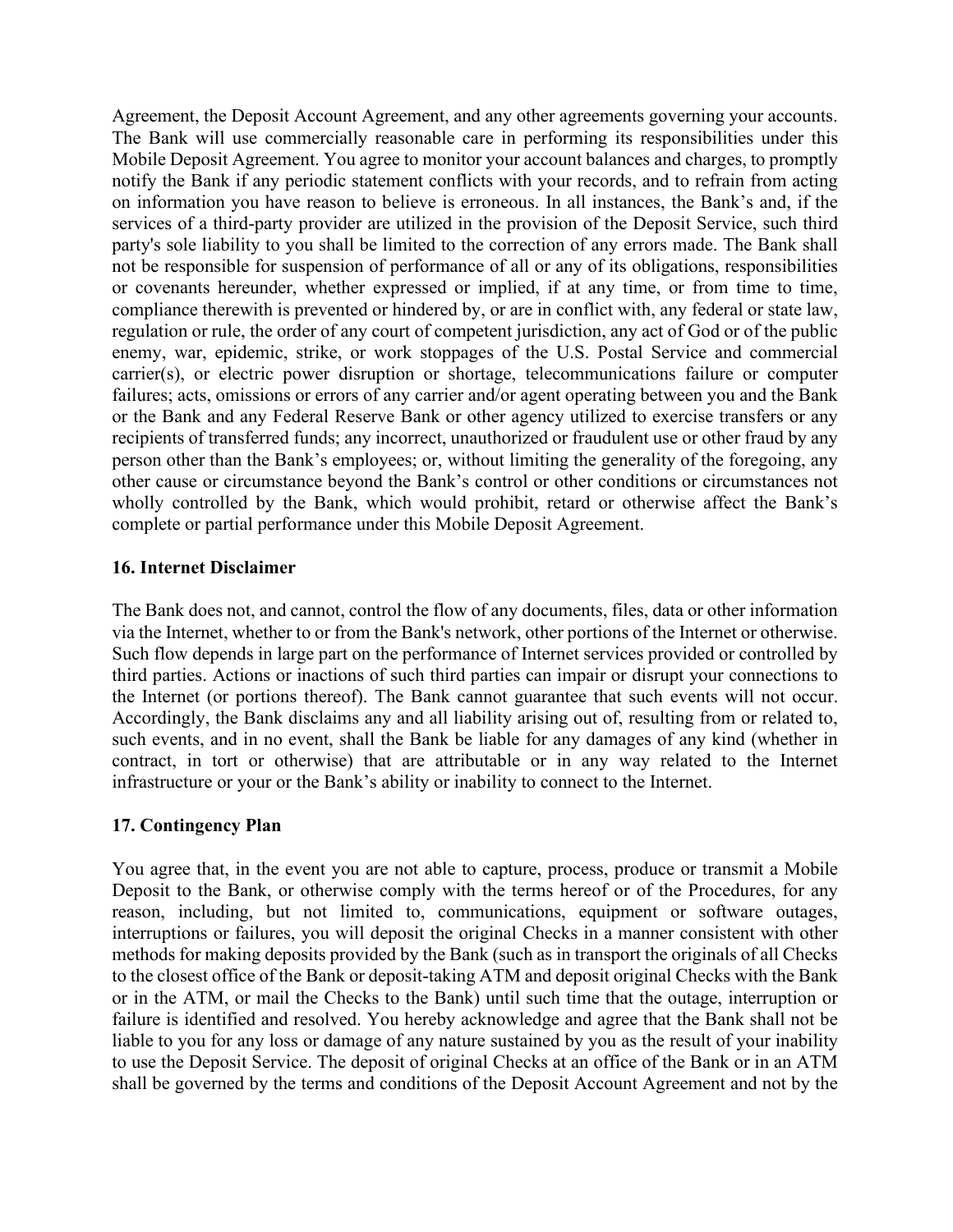Agreement, the Deposit Account Agreement, and any other agreements governing your accounts. The Bank will use commercially reasonable care in performing its responsibilities under this Mobile Deposit Agreement. You agree to monitor your account balances and charges, to promptly notify the Bank if any periodic statement conflicts with your records, and to refrain from acting on information you have reason to believe is erroneous. In all instances, the Bank's and, if the services of a third-party provider are utilized in the provision of the Deposit Service, such third party's sole liability to you shall be limited to the correction of any errors made. The Bank shall not be responsible for suspension of performance of all or any of its obligations, responsibilities or covenants hereunder, whether expressed or implied, if at any time, or from time to time, compliance therewith is prevented or hindered by, or are in conflict with, any federal or state law, regulation or rule, the order of any court of competent jurisdiction, any act of God or of the public enemy, war, epidemic, strike, or work stoppages of the U.S. Postal Service and commercial carrier(s), or electric power disruption or shortage, telecommunications failure or computer failures; acts, omissions or errors of any carrier and/or agent operating between you and the Bank or the Bank and any Federal Reserve Bank or other agency utilized to exercise transfers or any recipients of transferred funds; any incorrect, unauthorized or fraudulent use or other fraud by any person other than the Bank's employees; or, without limiting the generality of the foregoing, any other cause or circumstance beyond the Bank's control or other conditions or circumstances not wholly controlled by the Bank, which would prohibit, retard or otherwise affect the Bank's complete or partial performance under this Mobile Deposit Agreement.

**16. Internet Disclaimer**

The Bank does not, and cannot, control the flow of any documents, files, data or other information via the Internet, whether to or from the Bank's network, other portions of the Internet or otherwise. Such flow depends in large part on the performance of Internet services provided or controlled by third parties. Actions or inactions of such third parties can impair or disrupt your connections to the Internet (or portions thereof). The Bank cannot guarantee that such events will not occur. Accordingly, the Bank disclaims any and all liability arising out of, resulting from or related to, such events, and in no event, shall the Bank be liable for any damages of any kind (whether in contract, in tort or otherwise) that are attributable or in any way related to the Internet infrastructure or your or the Bank's ability or inability to connect to the Internet.

**17. Contingency Plan**

You agree that, in the event you are not able to capture, process, produce or transmit a Mobile Deposit to the Bank, or otherwise comply with the terms hereof or of the Procedures, for any reason, including, but not limited to, communications, equipment or software outages, interruptions or failures, you will deposit the original Checks in a manner consistent with other methods for making deposits provided by the Bank (such as in transport the originals of all Checks to the closest office of the Bank or deposit-taking ATM and deposit original Checks with the Bank or in the ATM, or mail the Checks to the Bank) until such time that the outage, interruption or failure is identified and resolved. You hereby acknowledge and agree that the Bank shall not be liable to you for any loss or damage of any nature sustained by you as the result of your inability to use the Deposit Service. The deposit of original Checks at an office of the Bank or in an ATM shall be governed by the terms and conditions of the Deposit Account Agreement and not by the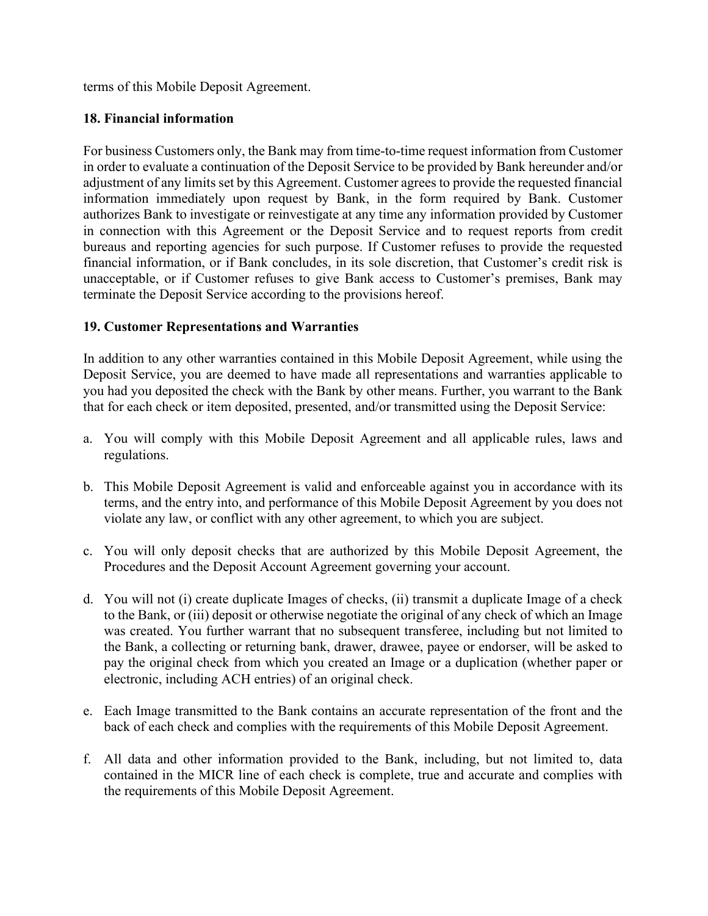terms of this Mobile Deposit Agreement.

**18. Financial information**

For business Customers only, the Bank may from time-to-time request information from Customer in order to evaluate a continuation of the Deposit Service to be provided by Bank hereunder and/or adjustment of any limits set by this Agreement. Customer agrees to provide the requested financial information immediately upon request by Bank, in the form required by Bank. Customer authorizes Bank to investigate or reinvestigate at any time any information provided by Customer in connection with this Agreement or the Deposit Service and to request reports from credit bureaus and reporting agencies for such purpose. If Customer refuses to provide the requested financial information, or if Bank concludes, in its sole discretion, that Customer's credit risk is unacceptable, or if Customer refuses to give Bank access to Customer's premises, Bank may terminate the Deposit Service according to the provisions hereof.

**19. Customer Representations and Warranties**

In addition to any other warranties contained in this Mobile Deposit Agreement, while using the Deposit Service, you are deemed to have made all representations and warranties applicable to you had you deposited the check with the Bank by other means. Further, you warrant to the Bank that for each check or item deposited, presented, and/or transmitted using the Deposit Service:

a. You will comply with this Mobile Deposit Agreement and all applicable rules, laws and regulations.

b. This Mobile Deposit Agreement is valid and enforceable against you in accordance with its terms, and the entry into, and performance of this Mobile Deposit Agreement by you does not violate any law, or conflict with any other agreement, to which you are subject.

c. You will only deposit checks that are authorized by this Mobile Deposit Agreement, the Procedures and the Deposit Account Agreement governing your account.

d. You will not (i) create duplicate Images of checks, (ii) transmit a duplicate Image of a check to the Bank, or (iii) deposit or otherwise negotiate the original of any check of which an Image was created. You further warrant that no subsequent transferee, including but not limited to the Bank, a collecting or returning bank, drawer, drawee, payee or endorser, will be asked to pay the original check from which you created an Image or a duplication (whether paper or electronic, including ACH entries) of an original check.

e. Each Image transmitted to the Bank contains an accurate representation of the front and the back of each check and complies with the requirements of this Mobile Deposit Agreement.

f. All data and other information provided to the Bank, including, but not limited to, data contained in the MICR line of each check is complete, true and accurate and complies with the requirements of this Mobile Deposit Agreement.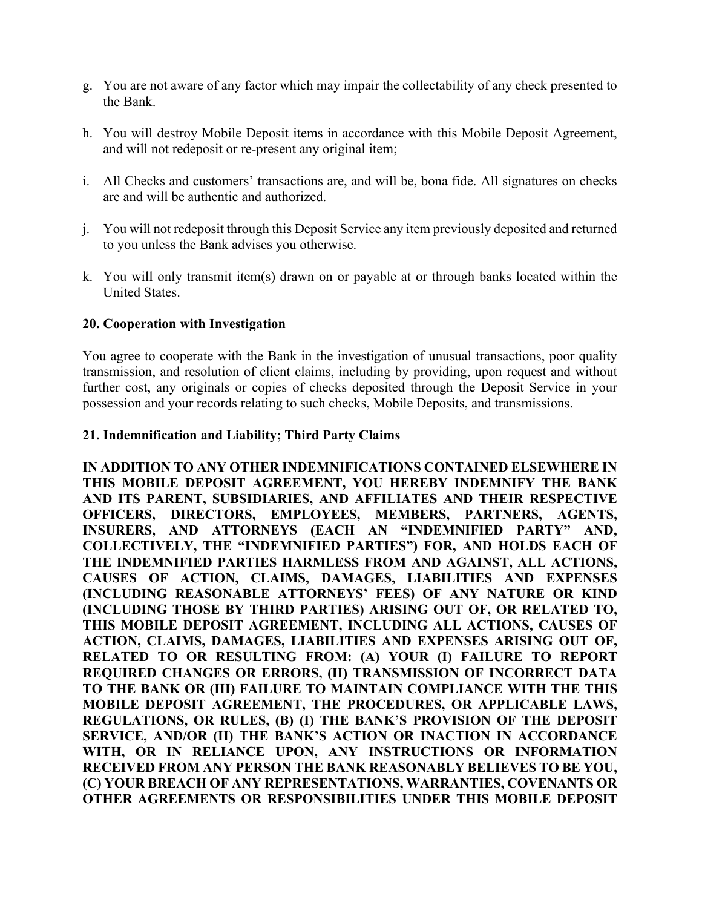g. You are not aware of any factor which may impair the collectability of any check presented to the Bank.

h. You will destroy Mobile Deposit items in accordance with this Mobile Deposit Agreement, and will not redeposit or re-present any original item;

i. All Checks and customers' transactions are, and will be, bona fide. All signatures on checks are and will be authentic and authorized.

j. You will not redeposit through this Deposit Service any item previously deposited and returned to you unless the Bank advises you otherwise.

k. You will only transmit item(s) drawn on or payable at or through banks located within the United States.

**20. Cooperation with Investigation**

You agree to cooperate with the Bank in the investigation of unusual transactions, poor quality transmission, and resolution of client claims, including by providing, upon request and without further cost, any originals or copies of checks deposited through the Deposit Service in your possession and your records relating to such checks, Mobile Deposits, and transmissions.

**21. Indemnification and Liability; Third Party Claims**

**IN ADDITION TO ANY OTHER INDEMNIFICATIONS CONTAINED ELSEWHERE IN THIS MOBILE DEPOSIT AGREEMENT, YOU HEREBY INDEMNIFY THE BANK AND ITS PARENT, SUBSIDIARIES, AND AFFILIATES AND THEIR RESPECTIVE OFFICERS, DIRECTORS, EMPLOYEES, MEMBERS, PARTNERS, AGENTS, INSURERS, AND ATTORNEYS (EACH AN "INDEMNIFIED PARTY" AND, COLLECTIVELY, THE "INDEMNIFIED PARTIES") FOR, AND HOLDS EACH OF THE INDEMNIFIED PARTIES HARMLESS FROM AND AGAINST, ALL ACTIONS, CAUSES OF ACTION, CLAIMS, DAMAGES, LIABILITIES AND EXPENSES (INCLUDING REASONABLE ATTORNEYS' FEES) OF ANY NATURE OR KIND (INCLUDING THOSE BY THIRD PARTIES) ARISING OUT OF, OR RELATED TO, THIS MOBILE DEPOSIT AGREEMENT, INCLUDING ALL ACTIONS, CAUSES OF ACTION, CLAIMS, DAMAGES, LIABILITIES AND EXPENSES ARISING OUT OF, RELATED TO OR RESULTING FROM: (A) YOUR (I) FAILURE TO REPORT REQUIRED CHANGES OR ERRORS, (II) TRANSMISSION OF INCORRECT DATA TO THE BANK OR (III) FAILURE TO MAINTAIN COMPLIANCE WITH THE THIS MOBILE DEPOSIT AGREEMENT, THE PROCEDURES, OR APPLICABLE LAWS, REGULATIONS, OR RULES, (B) (I) THE BANK'S PROVISION OF THE DEPOSIT SERVICE, AND/OR (II) THE BANK'S ACTION OR INACTION IN ACCORDANCE WITH, OR IN RELIANCE UPON, ANY INSTRUCTIONS OR INFORMATION RECEIVED FROM ANY PERSON THE BANK REASONABLY BELIEVES TO BE YOU, (C) YOUR BREACH OF ANY REPRESENTATIONS, WARRANTIES, COVENANTS OR OTHER AGREEMENTS OR RESPONSIBILITIES UNDER THIS MOBILE DEPOSIT**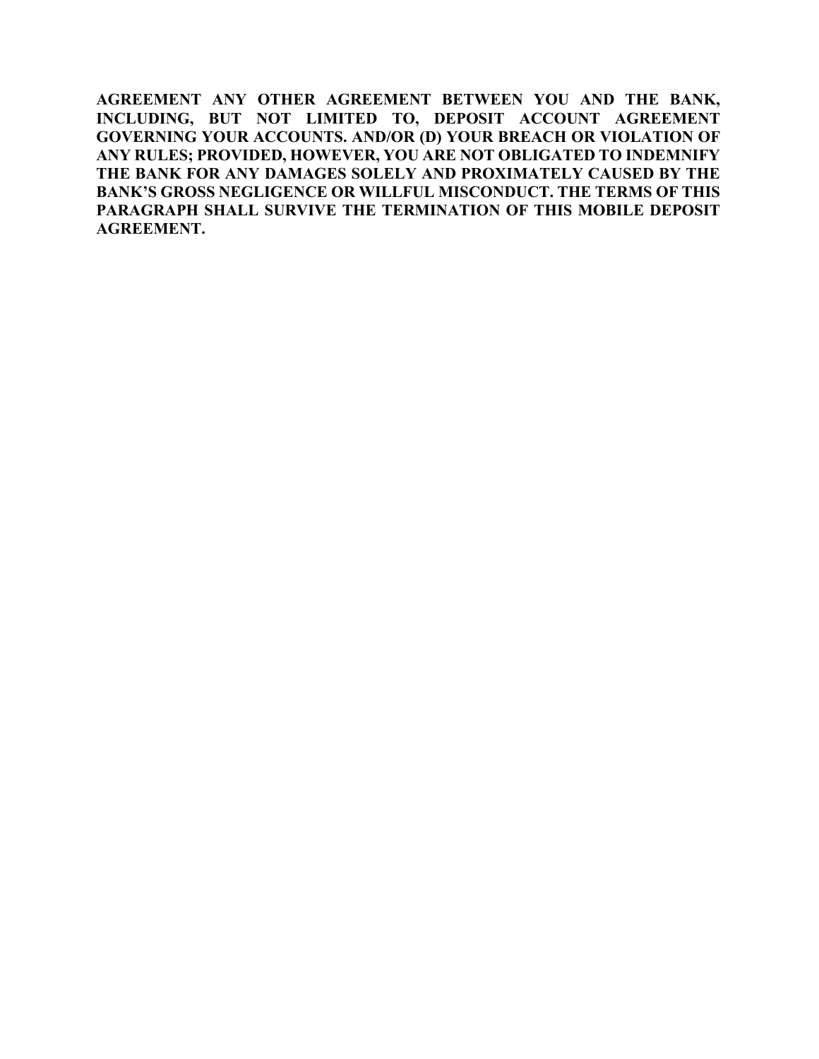**AGREEMENT ANY OTHER AGREEMENT BETWEEN YOU AND THE BANK, INCLUDING, BUT NOT LIMITED TO, DEPOSIT ACCOUNT AGREEMENT GOVERNING YOUR ACCOUNTS. AND/OR (D) YOUR BREACH OR VIOLATION OF ANY RULES; PROVIDED, HOWEVER, YOU ARE NOT OBLIGATED TO INDEMNIFY THE BANK FOR ANY DAMAGES SOLELY AND PROXIMATELY CAUSED BY THE BANK'S GROSS NEGLIGENCE OR WILLFUL MISCONDUCT. THE TERMS OF THIS PARAGRAPH SHALL SURVIVE THE TERMINATION OF THIS MOBILE DEPOSIT AGREEMENT.**